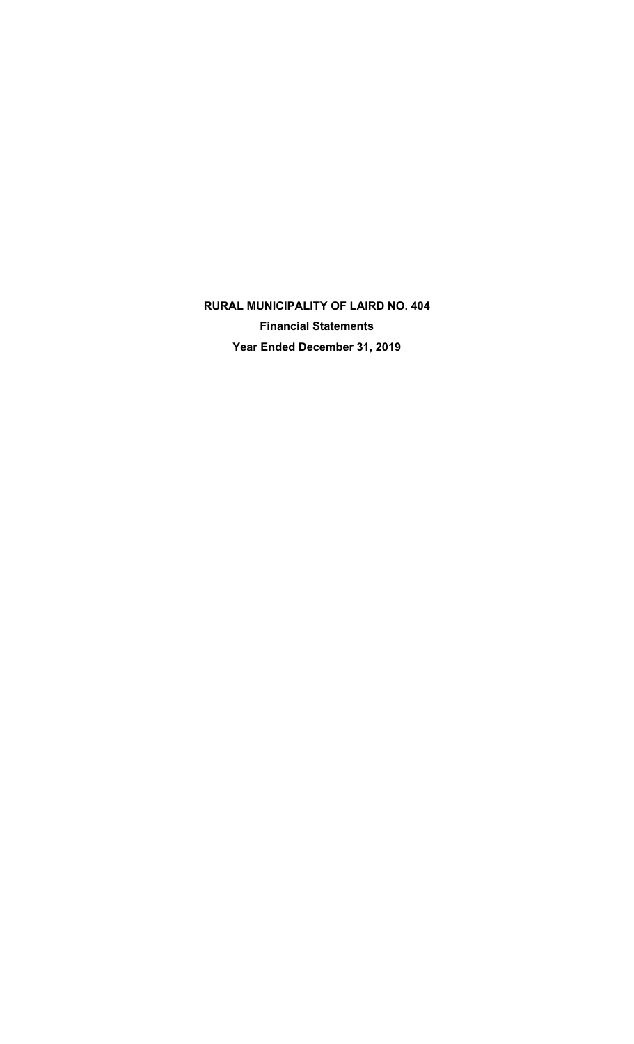# RURAL MUNICIPALITY OF LAIRD NO. 404

## Financial Statements

## Year Ended December 31, 2019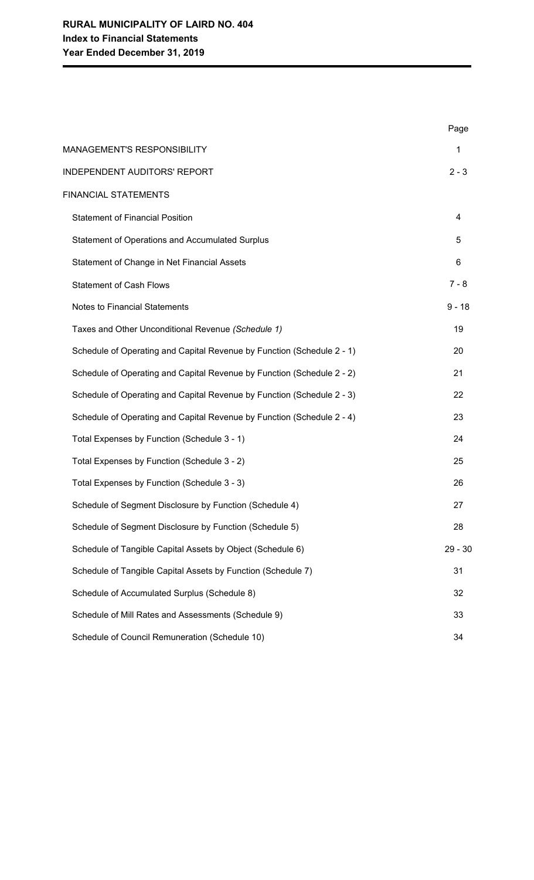**RURAL MUNICIPALITY OF LAIRD NO. 404**
**Index to Financial Statements**
**Year Ended December 31, 2019**

| | Page |
|---|---|
| MANAGEMENT'S RESPONSIBILITY | 1 |
| INDEPENDENT AUDITORS' REPORT | 2 - 3 |
| FINANCIAL STATEMENTS | |
| Statement of Financial Position | 4 |
| Statement of Operations and Accumulated Surplus | 5 |
| Statement of Change in Net Financial Assets | 6 |
| Statement of Cash Flows | 7 - 8 |
| Notes to Financial Statements | 9 - 18 |
| Taxes and Other Unconditional Revenue *(Schedule 1)* | 19 |
| Schedule of Operating and Capital Revenue by Function (Schedule 2 - 1) | 20 |
| Schedule of Operating and Capital Revenue by Function (Schedule 2 - 2) | 21 |
| Schedule of Operating and Capital Revenue by Function (Schedule 2 - 3) | 22 |
| Schedule of Operating and Capital Revenue by Function (Schedule 2 - 4) | 23 |
| Total Expenses by Function (Schedule 3 - 1) | 24 |
| Total Expenses by Function (Schedule 3 - 2) | 25 |
| Total Expenses by Function (Schedule 3 - 3) | 26 |
| Schedule of Segment Disclosure by Function (Schedule 4) | 27 |
| Schedule of Segment Disclosure by Function (Schedule 5) | 28 |
| Schedule of Tangible Capital Assets by Object (Schedule 6) | 29 - 30 |
| Schedule of Tangible Capital Assets by Function (Schedule 7) | 31 |
| Schedule of Accumulated Surplus (Schedule 8) | 32 |
| Schedule of Mill Rates and Assessments (Schedule 9) | 33 |
| Schedule of Council Remuneration (Schedule 10) | 34 |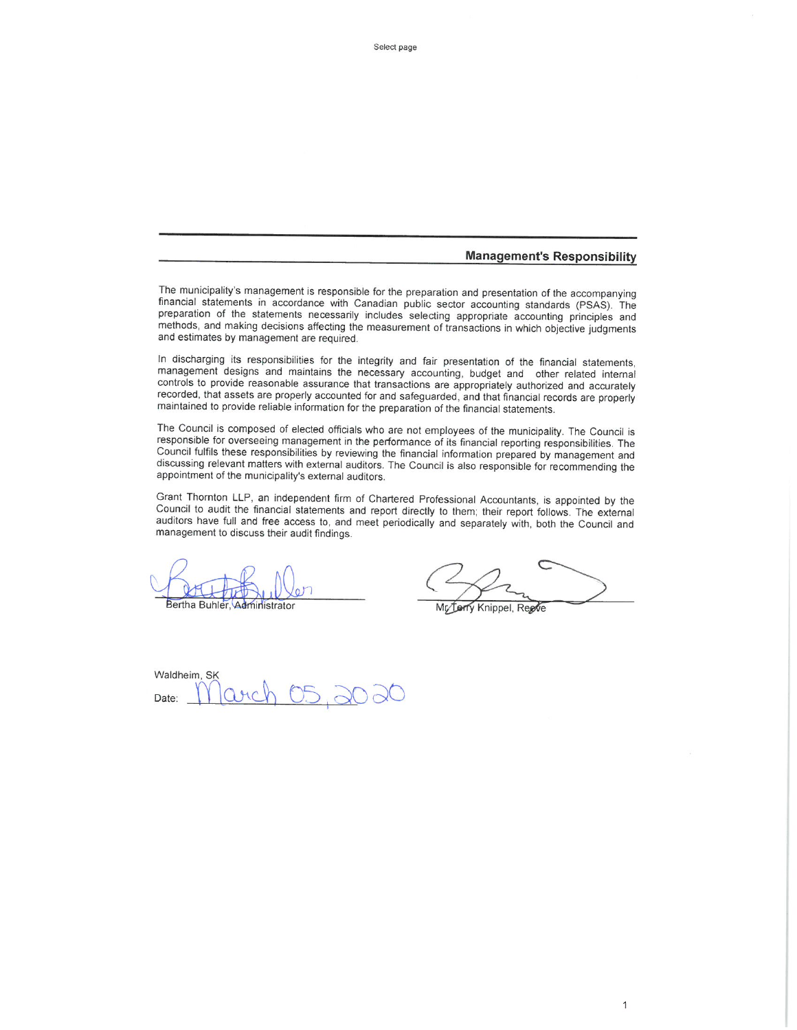## Management's Responsibility

The municipality's management is responsible for the preparation and presentation of the accompanying financial statements in accordance with Canadian public sector accounting standards (PSAS). The preparation of the statements necessarily includes selecting appropriate accounting principles and methods, and making decisions affecting the measurement of transactions in which objective judgments and estimates by management are required.

In discharging its responsibilities for the integrity and fair presentation of the financial statements, management designs and maintains the necessary accounting, budget and other related internal controls to provide reasonable assurance that transactions are appropriately authorized and accurately recorded, that assets are properly accounted for and safeguarded, and that financial records are properly maintained to provide reliable information for the preparation of the financial statements.

The Council is composed of elected officials who are not employees of the municipality. The Council is responsible for overseeing management in the performance of its financial reporting responsibilities. The Council fulfils these responsibilities by reviewing the financial information prepared by management and discussing relevant matters with external auditors. The Council is also responsible for recommending the appointment of the municipality's external auditors.

Grant Thornton LLP, an independent firm of Chartered Professional Accountants, is appointed by the Council to audit the financial statements and report directly to them; their report follows. The external auditors have full and free access to, and meet periodically and separately with, both the Council and management to discuss their audit findings.

Bertha Buhler, Administrator

Mr Terry Knippel, Reeve

Waldheim, SK

Date: March 05, 2020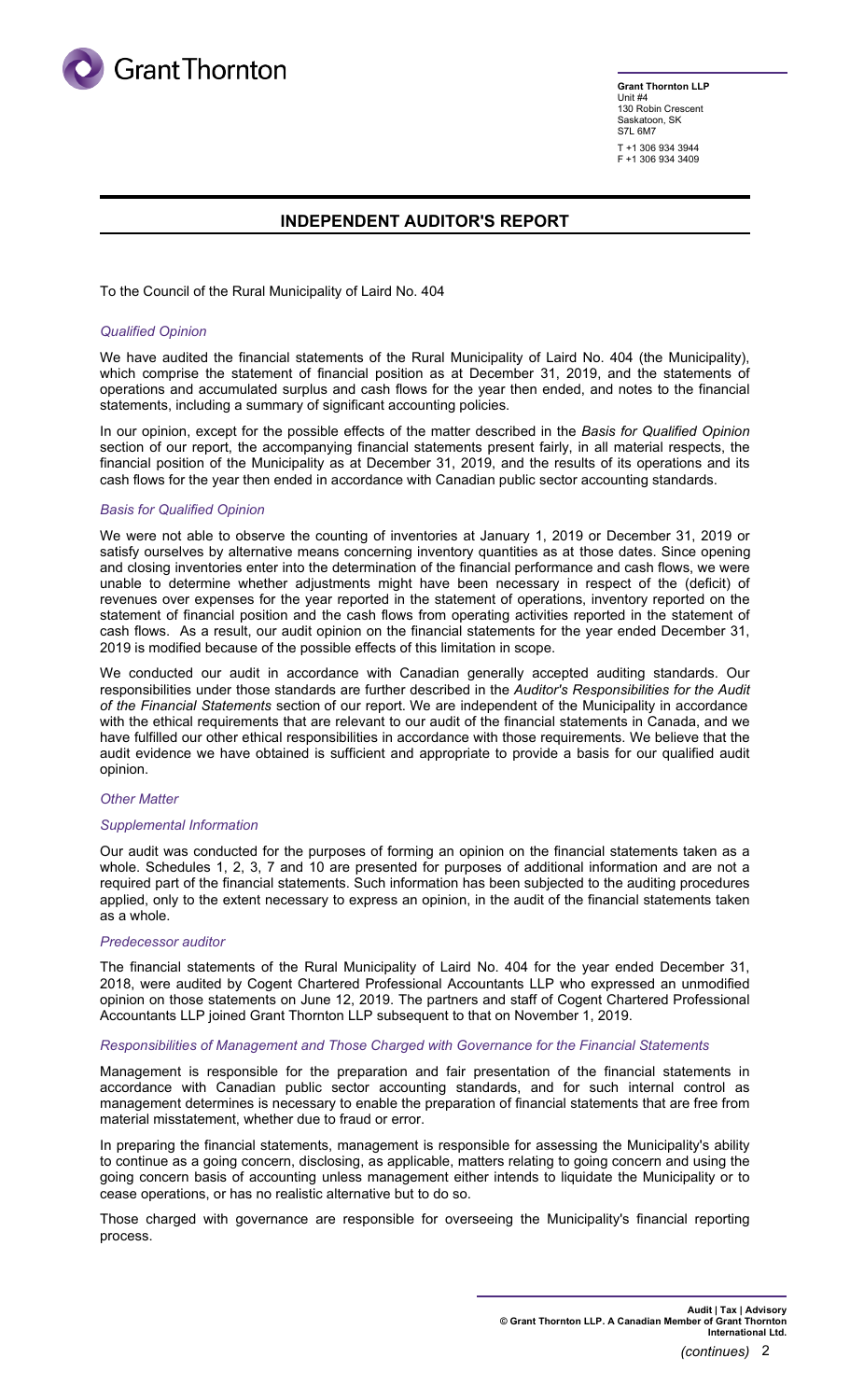Grant Thornton

**Grant Thornton LLP**
Unit #4
130 Robin Crescent
Saskatoon, SK
S7L 6M7

T +1 306 934 3944
F +1 306 934 3409

# INDEPENDENT AUDITOR'S REPORT

To the Council of the Rural Municipality of Laird No. 404

*Qualified Opinion*

We have audited the financial statements of the Rural Municipality of Laird No. 404 (the Municipality), which comprise the statement of financial position as at December 31, 2019, and the statements of operations and accumulated surplus and cash flows for the year then ended, and notes to the financial statements, including a summary of significant accounting policies.

In our opinion, except for the possible effects of the matter described in the *Basis for Qualified Opinion* section of our report, the accompanying financial statements present fairly, in all material respects, the financial position of the Municipality as at December 31, 2019, and the results of its operations and its cash flows for the year then ended in accordance with Canadian public sector accounting standards.

*Basis for Qualified Opinion*

We were not able to observe the counting of inventories at January 1, 2019 or December 31, 2019 or satisfy ourselves by alternative means concerning inventory quantities as at those dates. Since opening and closing inventories enter into the determination of the financial performance and cash flows, we were unable to determine whether adjustments might have been necessary in respect of the (deficit) of revenues over expenses for the year reported in the statement of operations, inventory reported on the statement of financial position and the cash flows from operating activities reported in the statement of cash flows. As a result, our audit opinion on the financial statements for the year ended December 31, 2019 is modified because of the possible effects of this limitation in scope.

We conducted our audit in accordance with Canadian generally accepted auditing standards. Our responsibilities under those standards are further described in the *Auditor's Responsibilities for the Audit of the Financial Statements* section of our report. We are independent of the Municipality in accordance with the ethical requirements that are relevant to our audit of the financial statements in Canada, and we have fulfilled our other ethical responsibilities in accordance with those requirements. We believe that the audit evidence we have obtained is sufficient and appropriate to provide a basis for our qualified audit opinion.

*Other Matter*

*Supplemental Information*

Our audit was conducted for the purposes of forming an opinion on the financial statements taken as a whole. Schedules 1, 2, 3, 7 and 10 are presented for purposes of additional information and are not a required part of the financial statements. Such information has been subjected to the auditing procedures applied, only to the extent necessary to express an opinion, in the audit of the financial statements taken as a whole.

*Predecessor auditor*

The financial statements of the Rural Municipality of Laird No. 404 for the year ended December 31, 2018, were audited by Cogent Chartered Professional Accountants LLP who expressed an unmodified opinion on those statements on June 12, 2019. The partners and staff of Cogent Chartered Professional Accountants LLP joined Grant Thornton LLP subsequent to that on November 1, 2019.

*Responsibilities of Management and Those Charged with Governance for the Financial Statements*

Management is responsible for the preparation and fair presentation of the financial statements in accordance with Canadian public sector accounting standards, and for such internal control as management determines is necessary to enable the preparation of financial statements that are free from material misstatement, whether due to fraud or error.

In preparing the financial statements, management is responsible for assessing the Municipality's ability to continue as a going concern, disclosing, as applicable, matters relating to going concern and using the going concern basis of accounting unless management either intends to liquidate the Municipality or to cease operations, or has no realistic alternative but to do so.

Those charged with governance are responsible for overseeing the Municipality's financial reporting process.

Audit | Tax | Advisory
© Grant Thornton LLP. A Canadian Member of Grant Thornton International Ltd.

*(continues)*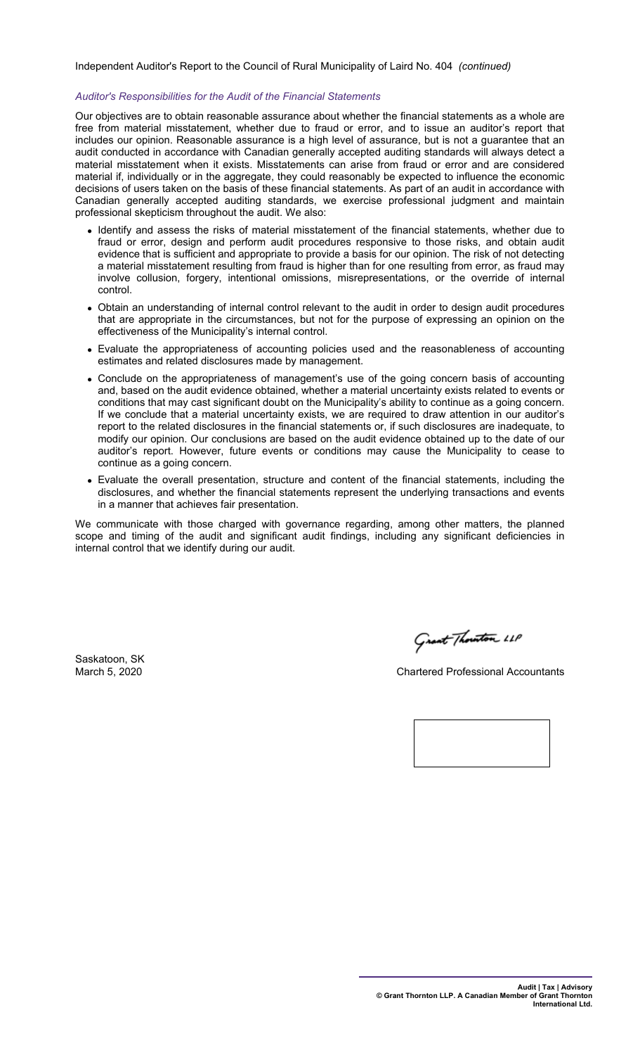Independent Auditor's Report to the Council of Rural Municipality of Laird No. 404 *(continued)*

*Auditor's Responsibilities for the Audit of the Financial Statements*

Our objectives are to obtain reasonable assurance about whether the financial statements as a whole are free from material misstatement, whether due to fraud or error, and to issue an auditor's report that includes our opinion. Reasonable assurance is a high level of assurance, but is not a guarantee that an audit conducted in accordance with Canadian generally accepted auditing standards will always detect a material misstatement when it exists. Misstatements can arise from fraud or error and are considered material if, individually or in the aggregate, they could reasonably be expected to influence the economic decisions of users taken on the basis of these financial statements. As part of an audit in accordance with Canadian generally accepted auditing standards, we exercise professional judgment and maintain professional skepticism throughout the audit. We also:

- Identify and assess the risks of material misstatement of the financial statements, whether due to fraud or error, design and perform audit procedures responsive to those risks, and obtain audit evidence that is sufficient and appropriate to provide a basis for our opinion. The risk of not detecting a material misstatement resulting from fraud is higher than for one resulting from error, as fraud may involve collusion, forgery, intentional omissions, misrepresentations, or the override of internal control.
- Obtain an understanding of internal control relevant to the audit in order to design audit procedures that are appropriate in the circumstances, but not for the purpose of expressing an opinion on the effectiveness of the Municipality's internal control.
- Evaluate the appropriateness of accounting policies used and the reasonableness of accounting estimates and related disclosures made by management.
- Conclude on the appropriateness of management's use of the going concern basis of accounting and, based on the audit evidence obtained, whether a material uncertainty exists related to events or conditions that may cast significant doubt on the Municipality's ability to continue as a going concern. If we conclude that a material uncertainty exists, we are required to draw attention in our auditor's report to the related disclosures in the financial statements or, if such disclosures are inadequate, to modify our opinion. Our conclusions are based on the audit evidence obtained up to the date of our auditor's report. However, future events or conditions may cause the Municipality to cease to continue as a going concern.
- Evaluate the overall presentation, structure and content of the financial statements, including the disclosures, and whether the financial statements represent the underlying transactions and events in a manner that achieves fair presentation.

We communicate with those charged with governance regarding, among other matters, the planned scope and timing of the audit and significant audit findings, including any significant deficiencies in internal control that we identify during our audit.

Grant Thornton LLP

Saskatoon, SK
March 5, 2020

Chartered Professional Accountants

Audit | Tax | Advisory
© Grant Thornton LLP. A Canadian Member of Grant Thornton International Ltd.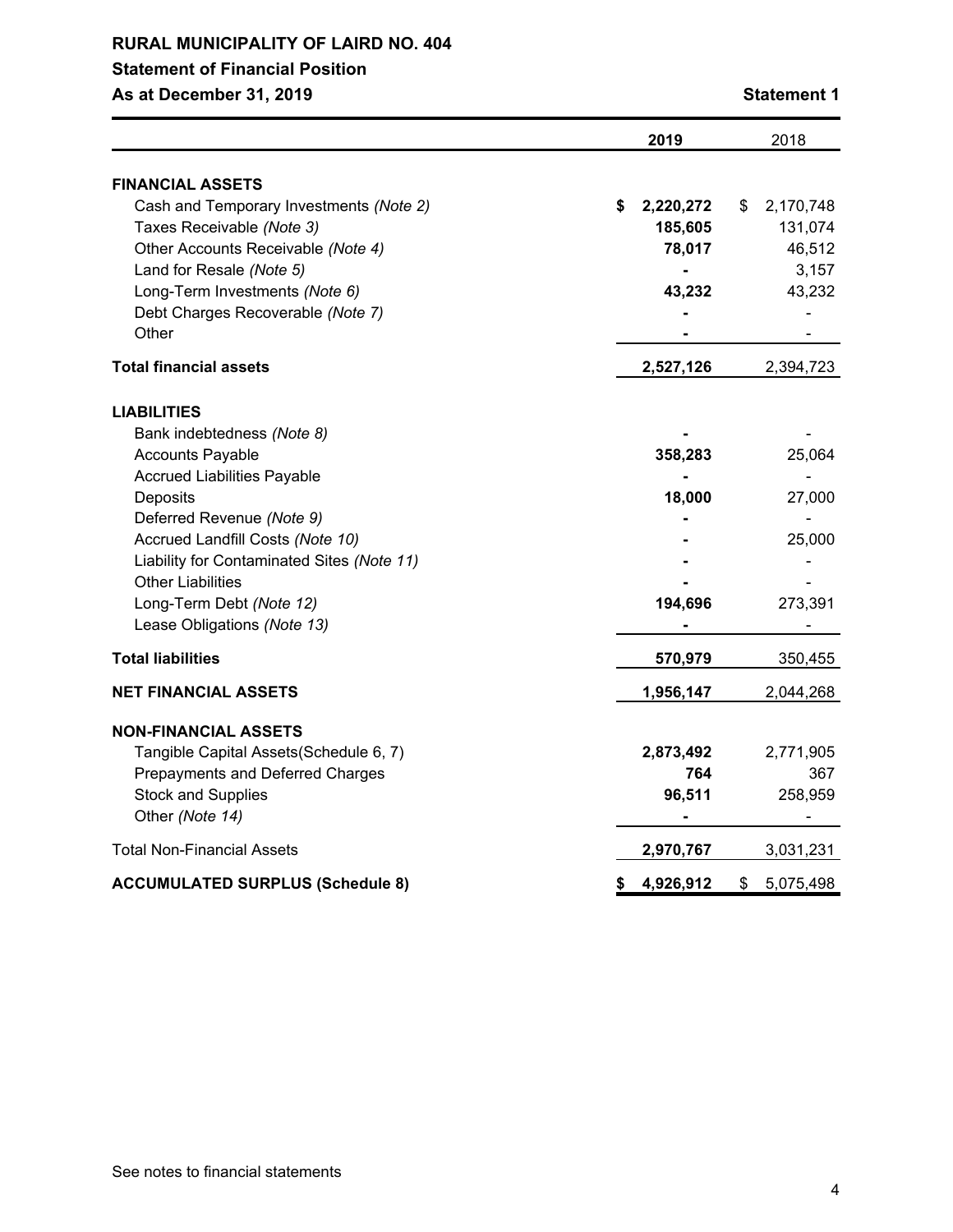**RURAL MUNICIPALITY OF LAIRD NO. 404**

**Statement of Financial Position**

**As at December 31, 2019**

**Statement 1**

| | **2019** | 2018 |
|---|---|---|
| **FINANCIAL ASSETS** | | |
| Cash and Temporary Investments *(Note 2)* | **$ 2,220,272** | $ 2,170,748 |
| Taxes Receivable *(Note 3)* | **185,605** | 131,074 |
| Other Accounts Receivable *(Note 4)* | **78,017** | 46,512 |
| Land for Resale *(Note 5)* | **-** | 3,157 |
| Long-Term Investments *(Note 6)* | **43,232** | 43,232 |
| Debt Charges Recoverable *(Note 7)* | **-** | - |
| Other | **-** | - |
| **Total financial assets** | **2,527,126** | 2,394,723 |
| **LIABILITIES** | | |
| Bank indebtedness *(Note 8)* | **-** | - |
| Accounts Payable | **358,283** | 25,064 |
| Accrued Liabilities Payable | **-** | - |
| Deposits | **18,000** | 27,000 |
| Deferred Revenue *(Note 9)* | **-** | - |
| Accrued Landfill Costs *(Note 10)* | **-** | 25,000 |
| Liability for Contaminated Sites *(Note 11)* | **-** | - |
| Other Liabilities | **-** | - |
| Long-Term Debt *(Note 12)* | **194,696** | 273,391 |
| Lease Obligations *(Note 13)* | **-** | - |
| **Total liabilities** | **570,979** | 350,455 |
| **NET FINANCIAL ASSETS** | **1,956,147** | 2,044,268 |
| **NON-FINANCIAL ASSETS** | | |
| Tangible Capital Assets(Schedule 6, 7) | **2,873,492** | 2,771,905 |
| Prepayments and Deferred Charges | **764** | 367 |
| Stock and Supplies | **96,511** | 258,959 |
| Other *(Note 14)* | **-** | - |
| Total Non-Financial Assets | **2,970,767** | 3,031,231 |
| **ACCUMULATED SURPLUS (Schedule 8)** | **$ 4,926,912** | $ 5,075,498 |

See notes to financial statements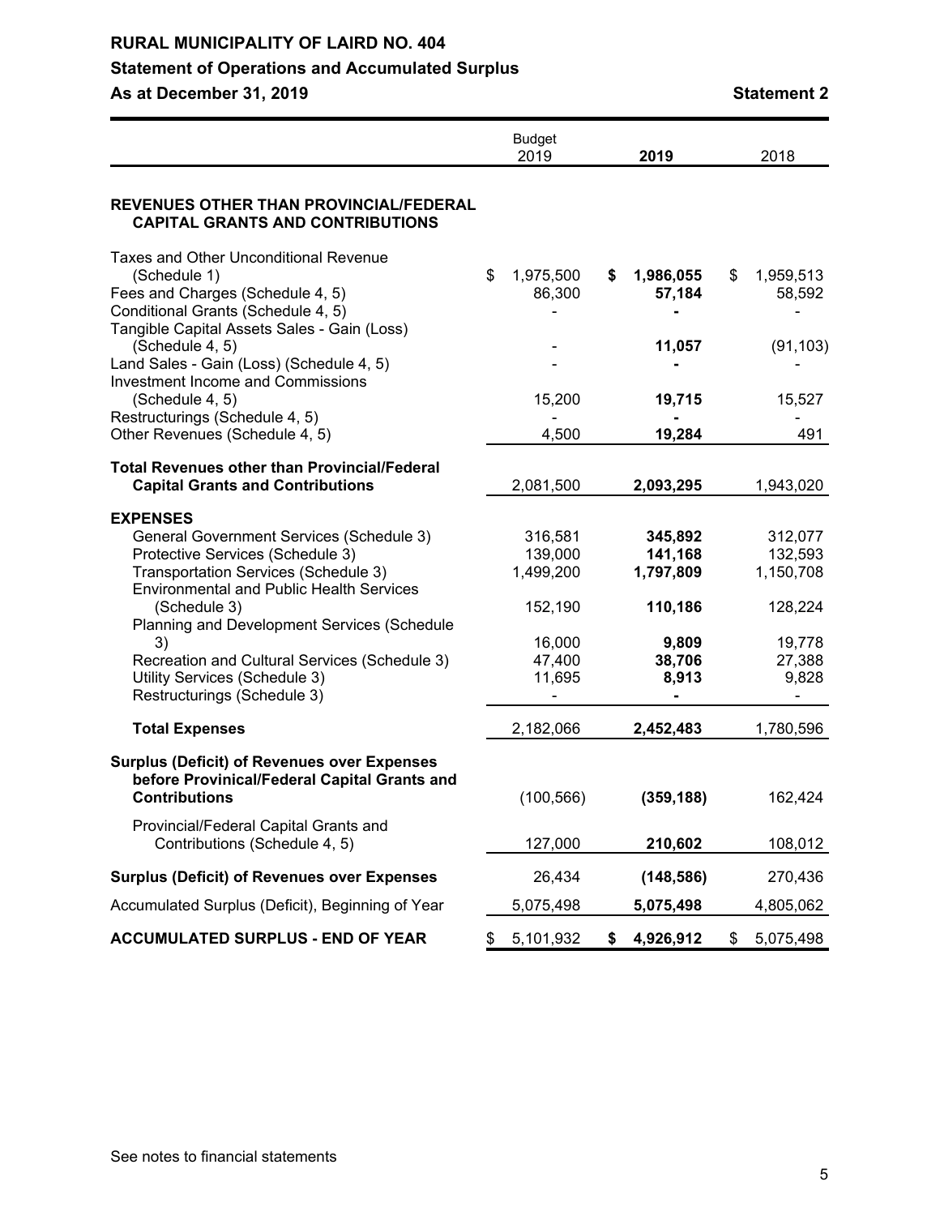# RURAL MUNICIPALITY OF LAIRD NO. 404

## Statement of Operations and Accumulated Surplus

**As at December 31, 2019** **Statement 2**

| | Budget 2019 | **2019** | 2018 |
|---|---|---|---|
| **REVENUES OTHER THAN PROVINCIAL/FEDERAL CAPITAL GRANTS AND CONTRIBUTIONS** | | | |
| Taxes and Other Unconditional Revenue (Schedule 1) | $ 1,975,500 | **$ 1,986,055** | $ 1,959,513 |
| Fees and Charges (Schedule 4, 5) | 86,300 | **57,184** | 58,592 |
| Conditional Grants (Schedule 4, 5) | - | **-** | - |
| Tangible Capital Assets Sales - Gain (Loss) (Schedule 4, 5) | - | **11,057** | (91,103) |
| Land Sales - Gain (Loss) (Schedule 4, 5) | - | **-** | - |
| Investment Income and Commissions (Schedule 4, 5) | 15,200 | **19,715** | 15,527 |
| Restructurings (Schedule 4, 5) | - | **-** | - |
| Other Revenues (Schedule 4, 5) | 4,500 | **19,284** | 491 |
| **Total Revenues other than Provincial/Federal Capital Grants and Contributions** | 2,081,500 | **2,093,295** | 1,943,020 |
| **EXPENSES** | | | |
| General Government Services (Schedule 3) | 316,581 | **345,892** | 312,077 |
| Protective Services (Schedule 3) | 139,000 | **141,168** | 132,593 |
| Transportation Services (Schedule 3) | 1,499,200 | **1,797,809** | 1,150,708 |
| Environmental and Public Health Services (Schedule 3) | 152,190 | **110,186** | 128,224 |
| Planning and Development Services (Schedule 3) | 16,000 | **9,809** | 19,778 |
| Recreation and Cultural Services (Schedule 3) | 47,400 | **38,706** | 27,388 |
| Utility Services (Schedule 3) | 11,695 | **8,913** | 9,828 |
| Restructurings (Schedule 3) | - | **-** | - |
| **Total Expenses** | 2,182,066 | **2,452,483** | 1,780,596 |
| **Surplus (Deficit) of Revenues over Expenses before Provinicial/Federal Capital Grants and Contributions** | (100,566) | **(359,188)** | 162,424 |
| Provincial/Federal Capital Grants and Contributions (Schedule 4, 5) | 127,000 | **210,602** | 108,012 |
| **Surplus (Deficit) of Revenues over Expenses** | 26,434 | **(148,586)** | 270,436 |
| Accumulated Surplus (Deficit), Beginning of Year | 5,075,498 | **5,075,498** | 4,805,062 |
| **ACCUMULATED SURPLUS - END OF YEAR** | $ 5,101,932 | **$ 4,926,912** | $ 5,075,498 |

See notes to financial statements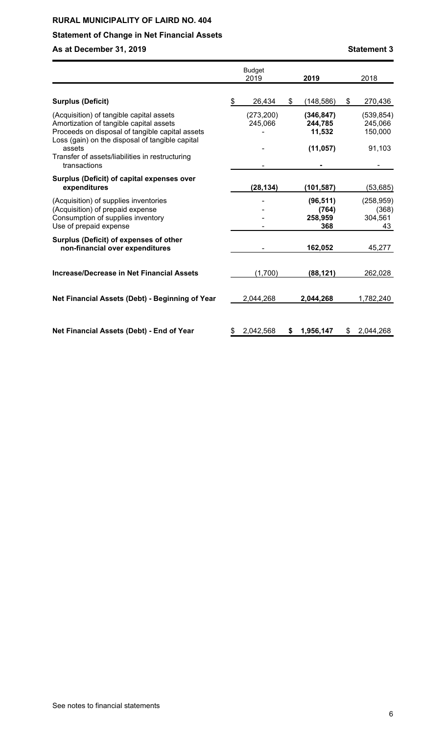**RURAL MUNICIPALITY OF LAIRD NO. 404**

**Statement of Change in Net Financial Assets**

**As at December 31, 2019** **Statement 3**

| | Budget 2019 | **2019** | 2018 |
|---|---|---|---|
| **Surplus (Deficit)** | $ 26,434 | $ **(148,586)** | $ 270,436 |
| (Acquisition) of tangible capital assets | (273,200) | **(346,847)** | (539,854) |
| Amortization of tangible capital assets | 245,066 | **244,785** | 245,066 |
| Proceeds on disposal of tangible capital assets | - | **11,532** | 150,000 |
| Loss (gain) on the disposal of tangible capital assets | - | **(11,057)** | 91,103 |
| Transfer of assets/liabilities in restructuring transactions | - | **-** | - |
| **Surplus (Deficit) of capital expenses over expenditures** | **(28,134)** | **(101,587)** | (53,685) |
| (Acquisition) of supplies inventories | - | **(96,511)** | (258,959) |
| (Acquisition) of prepaid expense | - | **(764)** | (368) |
| Consumption of supplies inventory | - | **258,959** | 304,561 |
| Use of prepaid expense | - | **368** | 43 |
| **Surplus (Deficit) of expenses of other non-financial over expenditures** | - | **162,052** | 45,277 |
| **Increase/Decrease in Net Financial Assets** | (1,700) | **(88,121)** | 262,028 |
| **Net Financial Assets (Debt) - Beginning of Year** | 2,044,268 | **2,044,268** | 1,782,240 |
| **Net Financial Assets (Debt) - End of Year** | $ 2,042,568 | **$ 1,956,147** | $ 2,044,268 |

See notes to financial statements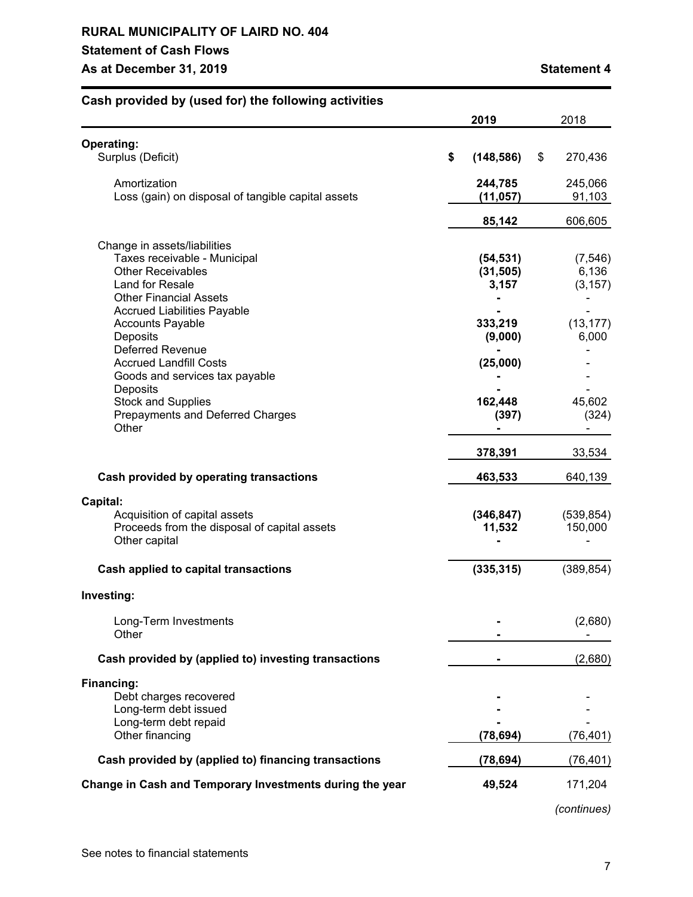**RURAL MUNICIPALITY OF LAIRD NO. 404**

**Statement of Cash Flows**

**As at December 31, 2019** **Statement 4**

**Cash provided by (used for) the following activities**

| | 2019 | 2018 |
|---|---|---|
| **Operating:** | | |
| Surplus (Deficit) | **$ (148,586)** | $ 270,436 |
| Amortization | **244,785** | 245,066 |
| Loss (gain) on disposal of tangible capital assets | **(11,057)** | 91,103 |
| | **85,142** | 606,605 |
| Change in assets/liabilities | | |
| Taxes receivable - Municipal | **(54,531)** | (7,546) |
| Other Receivables | **(31,505)** | 6,136 |
| Land for Resale | **3,157** | (3,157) |
| Other Financial Assets | **-** | - |
| Accrued Liabilities Payable | **-** | - |
| Accounts Payable | **333,219** | (13,177) |
| Deposits | **(9,000)** | 6,000 |
| Deferred Revenue | **-** | - |
| Accrued Landfill Costs | **(25,000)** | - |
| Goods and services tax payable | **-** | - |
| Deposits | **-** | - |
| Stock and Supplies | **162,448** | 45,602 |
| Prepayments and Deferred Charges | **(397)** | (324) |
| Other | **-** | - |
| | **378,391** | 33,534 |
| **Cash provided by operating transactions** | **463,533** | 640,139 |
| **Capital:** | | |
| Acquisition of capital assets | **(346,847)** | (539,854) |
| Proceeds from the disposal of capital assets | **11,532** | 150,000 |
| Other capital | **-** | - |
| **Cash applied to capital transactions** | **(335,315)** | (389,854) |
| **Investing:** | | |
| Long-Term Investments | **-** | (2,680) |
| Other | **-** | - |
| **Cash provided by (applied to) investing transactions** | **-** | (2,680) |
| **Financing:** | | |
| Debt charges recovered | **-** | - |
| Long-term debt issued | **-** | - |
| Long-term debt repaid | **-** | - |
| Other financing | **(78,694)** | (76,401) |
| **Cash provided by (applied to) financing transactions** | **(78,694)** | (76,401) |
| **Change in Cash and Temporary Investments during the year** | **49,524** | 171,204 |

*(continues)*

See notes to financial statements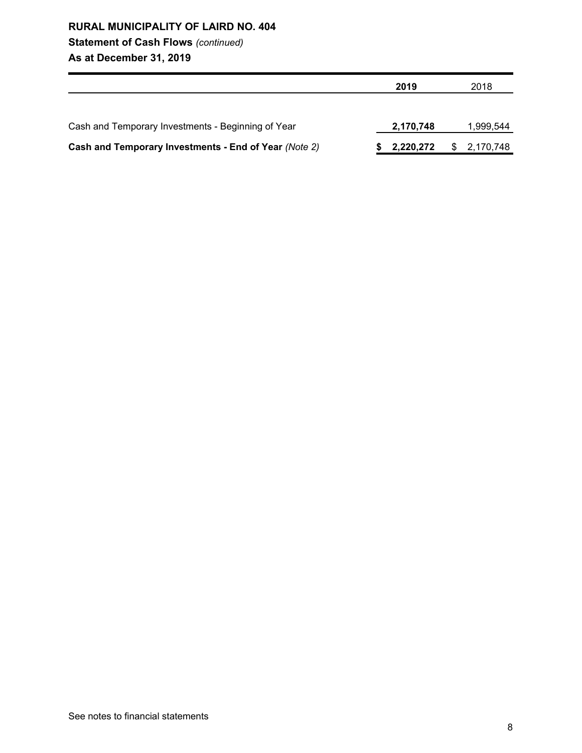**RURAL MUNICIPALITY OF LAIRD NO. 404**

**Statement of Cash Flows** *(continued)*

**As at December 31, 2019**

| | **2019** | 2018 |
|---|---|---|
| Cash and Temporary Investments - Beginning of Year | **2,170,748** | 1,999,544 |
| **Cash and Temporary Investments - End of Year** *(Note 2)* | **$ 2,220,272** | $ 2,170,748 |

See notes to financial statements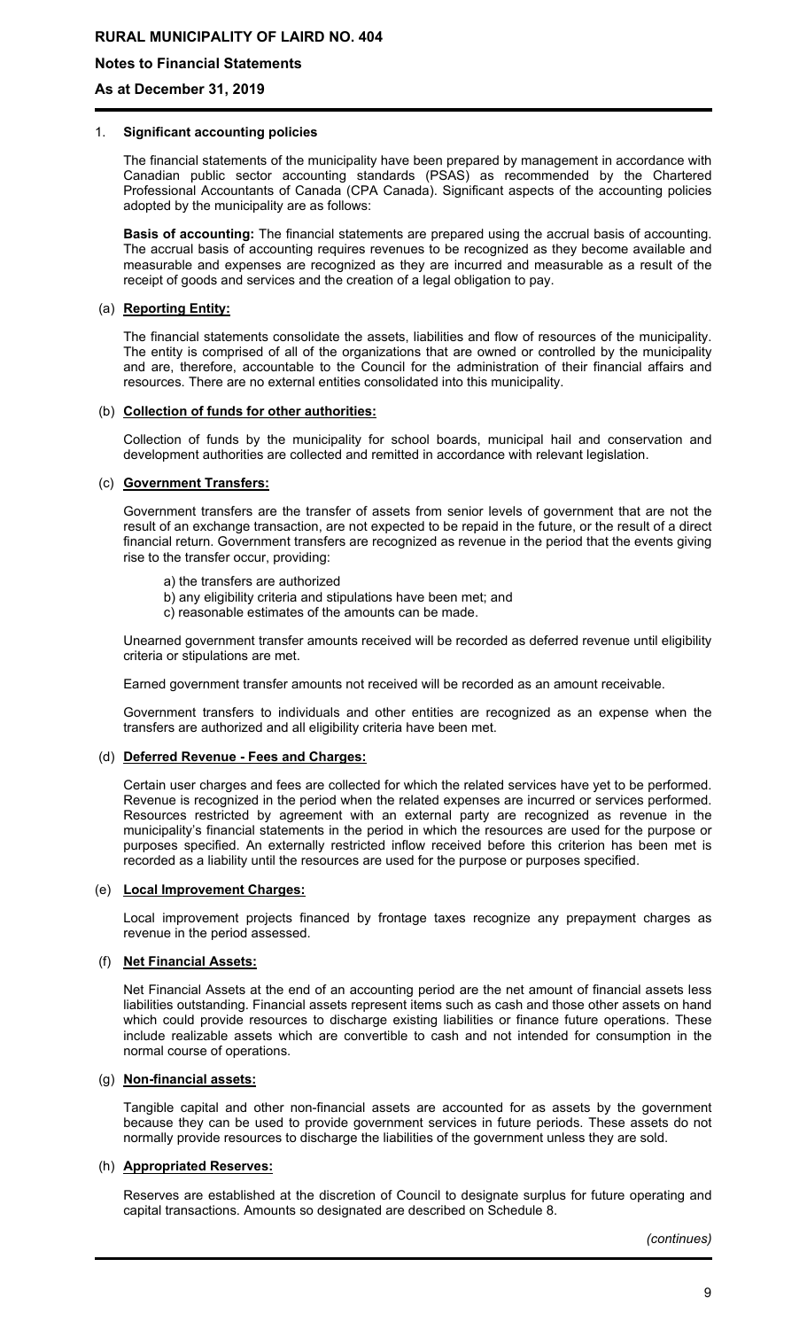**RURAL MUNICIPALITY OF LAIRD NO. 404**

**Notes to Financial Statements**

**As at December 31, 2019**

## 1. Significant accounting policies

The financial statements of the municipality have been prepared by management in accordance with Canadian public sector accounting standards (PSAS) as recommended by the Chartered Professional Accountants of Canada (CPA Canada). Significant aspects of the accounting policies adopted by the municipality are as follows:

**Basis of accounting:** The financial statements are prepared using the accrual basis of accounting. The accrual basis of accounting requires revenues to be recognized as they become available and measurable and expenses are recognized as they are incurred and measurable as a result of the receipt of goods and services and the creation of a legal obligation to pay.

### (a) Reporting Entity:

The financial statements consolidate the assets, liabilities and flow of resources of the municipality. The entity is comprised of all of the organizations that are owned or controlled by the municipality and are, therefore, accountable to the Council for the administration of their financial affairs and resources. There are no external entities consolidated into this municipality.

### (b) Collection of funds for other authorities:

Collection of funds by the municipality for school boards, municipal hail and conservation and development authorities are collected and remitted in accordance with relevant legislation.

### (c) Government Transfers:

Government transfers are the transfer of assets from senior levels of government that are not the result of an exchange transaction, are not expected to be repaid in the future, or the result of a direct financial return. Government transfers are recognized as revenue in the period that the events giving rise to the transfer occur, providing:

a) the transfers are authorized
b) any eligibility criteria and stipulations have been met; and
c) reasonable estimates of the amounts can be made.

Unearned government transfer amounts received will be recorded as deferred revenue until eligibility criteria or stipulations are met.

Earned government transfer amounts not received will be recorded as an amount receivable.

Government transfers to individuals and other entities are recognized as an expense when the transfers are authorized and all eligibility criteria have been met.

### (d) Deferred Revenue - Fees and Charges:

Certain user charges and fees are collected for which the related services have yet to be performed. Revenue is recognized in the period when the related expenses are incurred or services performed. Resources restricted by agreement with an external party are recognized as revenue in the municipality's financial statements in the period in which the resources are used for the purpose or purposes specified. An externally restricted inflow received before this criterion has been met is recorded as a liability until the resources are used for the purpose or purposes specified.

### (e) Local Improvement Charges:

Local improvement projects financed by frontage taxes recognize any prepayment charges as revenue in the period assessed.

### (f) Net Financial Assets:

Net Financial Assets at the end of an accounting period are the net amount of financial assets less liabilities outstanding. Financial assets represent items such as cash and those other assets on hand which could provide resources to discharge existing liabilities or finance future operations. These include realizable assets which are convertible to cash and not intended for consumption in the normal course of operations.

### (g) Non-financial assets:

Tangible capital and other non-financial assets are accounted for as assets by the government because they can be used to provide government services in future periods. These assets do not normally provide resources to discharge the liabilities of the government unless they are sold.

### (h) Appropriated Reserves:

Reserves are established at the discretion of Council to designate surplus for future operating and capital transactions. Amounts so designated are described on Schedule 8.

*(continues)*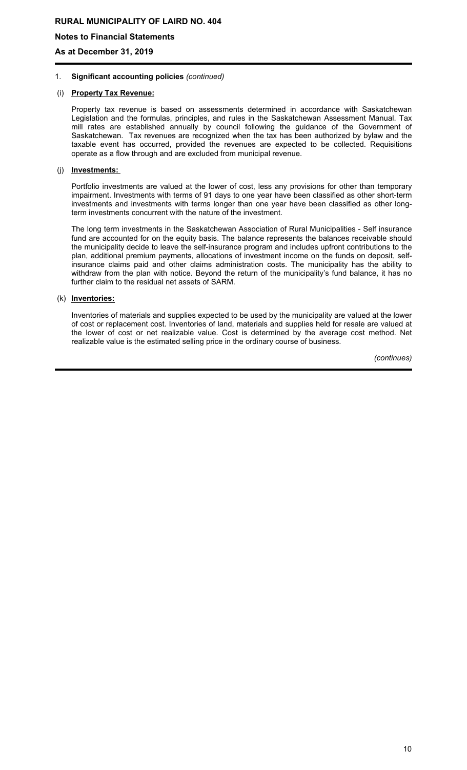1. **Significant accounting policies** *(continued)*

(i) **Property Tax Revenue:**

Property tax revenue is based on assessments determined in accordance with Saskatchewan Legislation and the formulas, principles, and rules in the Saskatchewan Assessment Manual. Tax mill rates are established annually by council following the guidance of the Government of Saskatchewan. Tax revenues are recognized when the tax has been authorized by bylaw and the taxable event has occurred, provided the revenues are expected to be collected. Requisitions operate as a flow through and are excluded from municipal revenue.

(j) **Investments:**

Portfolio investments are valued at the lower of cost, less any provisions for other than temporary impairment. Investments with terms of 91 days to one year have been classified as other short-term investments and investments with terms longer than one year have been classified as other long-term investments concurrent with the nature of the investment.

The long term investments in the Saskatchewan Association of Rural Municipalities - Self insurance fund are accounted for on the equity basis. The balance represents the balances receivable should the municipality decide to leave the self-insurance program and includes upfront contributions to the plan, additional premium payments, allocations of investment income on the funds on deposit, self-insurance claims paid and other claims administration costs. The municipality has the ability to withdraw from the plan with notice. Beyond the return of the municipality's fund balance, it has no further claim to the residual net assets of SARM.

(k) **Inventories:**

Inventories of materials and supplies expected to be used by the municipality are valued at the lower of cost or replacement cost. Inventories of land, materials and supplies held for resale are valued at the lower of cost or net realizable value. Cost is determined by the average cost method. Net realizable value is the estimated selling price in the ordinary course of business.

*(continues)*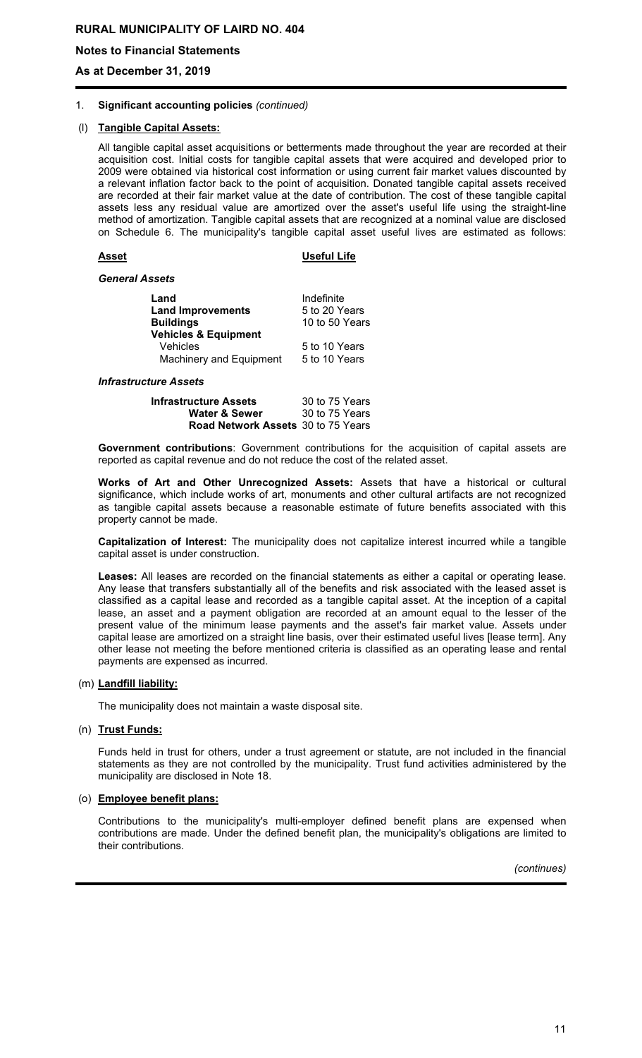1. **Significant accounting policies** *(continued)*

(l) **Tangible Capital Assets:**

All tangible capital asset acquisitions or betterments made throughout the year are recorded at their acquisition cost. Initial costs for tangible capital assets that were acquired and developed prior to 2009 were obtained via historical cost information or using current fair market values discounted by a relevant inflation factor back to the point of acquisition. Donated tangible capital assets received are recorded at their fair market value at the date of contribution. The cost of these tangible capital assets less any residual value are amortized over the asset's useful life using the straight-line method of amortization. Tangible capital assets that are recognized at a nominal value are disclosed on Schedule 6. The municipality's tangible capital asset useful lives are estimated as follows:

| Asset | Useful Life |
|---|---|
| ***General Assets*** | |
| **Land** | Indefinite |
| **Land Improvements** | 5 to 20 Years |
| **Buildings** | 10 to 50 Years |
| **Vehicles & Equipment** | |
| Vehicles | 5 to 10 Years |
| Machinery and Equipment | 5 to 10 Years |
| ***Infrastructure Assets*** | |
| **Infrastructure Assets** | 30 to 75 Years |
| **Water & Sewer** | 30 to 75 Years |
| **Road Network Assets** | 30 to 75 Years |

**Government contributions**: Government contributions for the acquisition of capital assets are reported as capital revenue and do not reduce the cost of the related asset.

**Works of Art and Other Unrecognized Assets:** Assets that have a historical or cultural significance, which include works of art, monuments and other cultural artifacts are not recognized as tangible capital assets because a reasonable estimate of future benefits associated with this property cannot be made.

**Capitalization of Interest:** The municipality does not capitalize interest incurred while a tangible capital asset is under construction.

**Leases:** All leases are recorded on the financial statements as either a capital or operating lease. Any lease that transfers substantially all of the benefits and risk associated with the leased asset is classified as a capital lease and recorded as a tangible capital asset. At the inception of a capital lease, an asset and a payment obligation are recorded at an amount equal to the lesser of the present value of the minimum lease payments and the asset's fair market value. Assets under capital lease are amortized on a straight line basis, over their estimated useful lives [lease term]. Any other lease not meeting the before mentioned criteria is classified as an operating lease and rental payments are expensed as incurred.

(m) **Landfill liability:**

The municipality does not maintain a waste disposal site.

(n) **Trust Funds:**

Funds held in trust for others, under a trust agreement or statute, are not included in the financial statements as they are not controlled by the municipality. Trust fund activities administered by the municipality are disclosed in Note 18.

(o) **Employee benefit plans:**

Contributions to the municipality's multi-employer defined benefit plans are expensed when contributions are made. Under the defined benefit plan, the municipality's obligations are limited to their contributions.

*(continues)*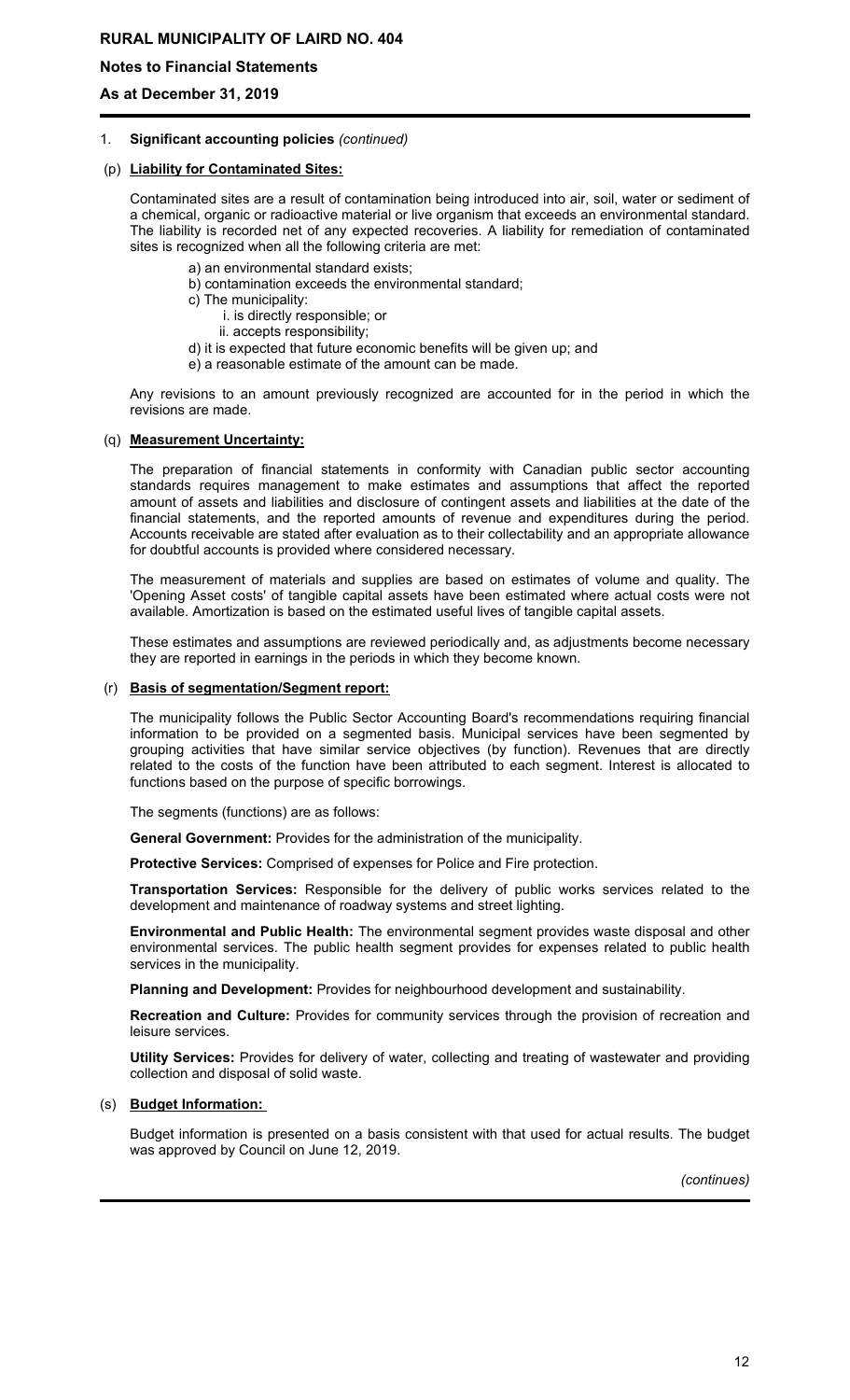## 1. Significant accounting policies *(continued)*

### (p) Liability for Contaminated Sites:

Contaminated sites are a result of contamination being introduced into air, soil, water or sediment of a chemical, organic or radioactive material or live organism that exceeds an environmental standard. The liability is recorded net of any expected recoveries. A liability for remediation of contaminated sites is recognized when all the following criteria are met:

a) an environmental standard exists;
b) contamination exceeds the environmental standard;
c) The municipality:
   i. is directly responsible; or
   ii. accepts responsibility;
d) it is expected that future economic benefits will be given up; and
e) a reasonable estimate of the amount can be made.

Any revisions to an amount previously recognized are accounted for in the period in which the revisions are made.

### (q) Measurement Uncertainty:

The preparation of financial statements in conformity with Canadian public sector accounting standards requires management to make estimates and assumptions that affect the reported amount of assets and liabilities and disclosure of contingent assets and liabilities at the date of the financial statements, and the reported amounts of revenue and expenditures during the period. Accounts receivable are stated after evaluation as to their collectability and an appropriate allowance for doubtful accounts is provided where considered necessary.

The measurement of materials and supplies are based on estimates of volume and quality. The 'Opening Asset costs' of tangible capital assets have been estimated where actual costs were not available. Amortization is based on the estimated useful lives of tangible capital assets.

These estimates and assumptions are reviewed periodically and, as adjustments become necessary they are reported in earnings in the periods in which they become known.

### (r) Basis of segmentation/Segment report:

The municipality follows the Public Sector Accounting Board's recommendations requiring financial information to be provided on a segmented basis. Municipal services have been segmented by grouping activities that have similar service objectives (by function). Revenues that are directly related to the costs of the function have been attributed to each segment. Interest is allocated to functions based on the purpose of specific borrowings.

The segments (functions) are as follows:

**General Government:** Provides for the administration of the municipality.

**Protective Services:** Comprised of expenses for Police and Fire protection.

**Transportation Services:** Responsible for the delivery of public works services related to the development and maintenance of roadway systems and street lighting.

**Environmental and Public Health:** The environmental segment provides waste disposal and other environmental services. The public health segment provides for expenses related to public health services in the municipality.

**Planning and Development:** Provides for neighbourhood development and sustainability.

**Recreation and Culture:** Provides for community services through the provision of recreation and leisure services.

**Utility Services:** Provides for delivery of water, collecting and treating of wastewater and providing collection and disposal of solid waste.

### (s) Budget Information:

Budget information is presented on a basis consistent with that used for actual results. The budget was approved by Council on June 12, 2019.

*(continues)*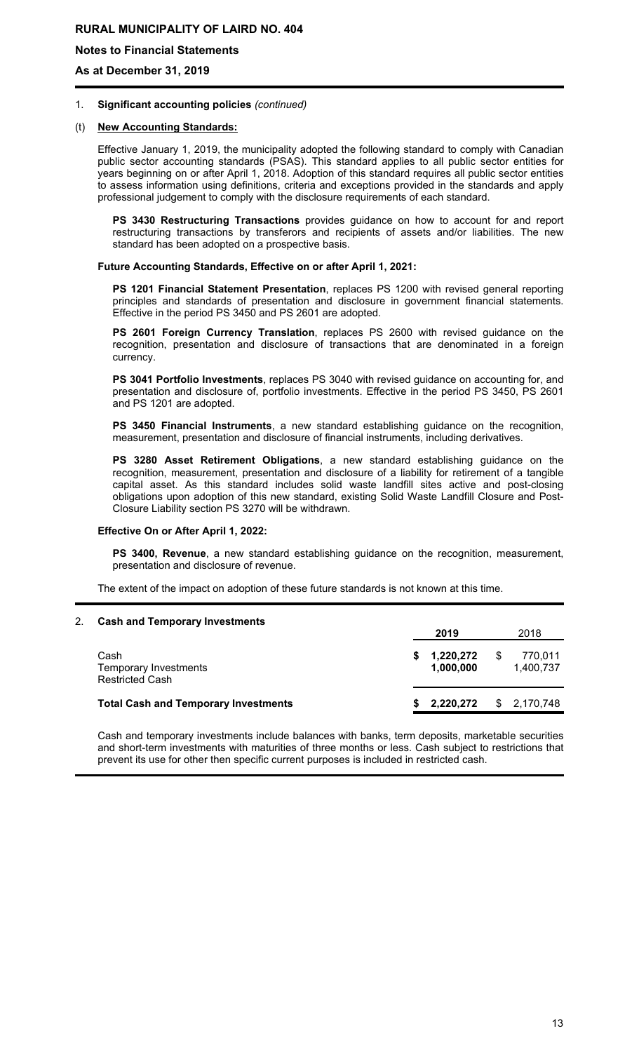1. **Significant accounting policies** *(continued)*

(t) **New Accounting Standards:**

Effective January 1, 2019, the municipality adopted the following standard to comply with Canadian public sector accounting standards (PSAS). This standard applies to all public sector entities for years beginning on or after April 1, 2018. Adoption of this standard requires all public sector entities to assess information using definitions, criteria and exceptions provided in the standards and apply professional judgement to comply with the disclosure requirements of each standard.

**PS 3430 Restructuring Transactions** provides guidance on how to account for and report restructuring transactions by transferors and recipients of assets and/or liabilities. The new standard has been adopted on a prospective basis.

**Future Accounting Standards, Effective on or after April 1, 2021:**

**PS 1201 Financial Statement Presentation**, replaces PS 1200 with revised general reporting principles and standards of presentation and disclosure in government financial statements. Effective in the period PS 3450 and PS 2601 are adopted.

**PS 2601 Foreign Currency Translation**, replaces PS 2600 with revised guidance on the recognition, presentation and disclosure of transactions that are denominated in a foreign currency.

**PS 3041 Portfolio Investments**, replaces PS 3040 with revised guidance on accounting for, and presentation and disclosure of, portfolio investments. Effective in the period PS 3450, PS 2601 and PS 1201 are adopted.

**PS 3450 Financial Instruments**, a new standard establishing guidance on the recognition, measurement, presentation and disclosure of financial instruments, including derivatives.

**PS 3280 Asset Retirement Obligations**, a new standard establishing guidance on the recognition, measurement, presentation and disclosure of a liability for retirement of a tangible capital asset. As this standard includes solid waste landfill sites active and post-closing obligations upon adoption of this new standard, existing Solid Waste Landfill Closure and Post-Closure Liability section PS 3270 will be withdrawn.

**Effective On or After April 1, 2022:**

**PS 3400, Revenue**, a new standard establishing guidance on the recognition, measurement, presentation and disclosure of revenue.

The extent of the impact on adoption of these future standards is not known at this time.

2. **Cash and Temporary Investments**

| | 2019 | 2018 |
|---|---|---|
| Cash | $ 1,220,272 | $ 770,011 |
| Temporary Investments | 1,000,000 | 1,400,737 |
| Restricted Cash | | |
| **Total Cash and Temporary Investments** | **$ 2,220,272** | $ 2,170,748 |

Cash and temporary investments include balances with banks, term deposits, marketable securities and short-term investments with maturities of three months or less. Cash subject to restrictions that prevent its use for other then specific current purposes is included in restricted cash.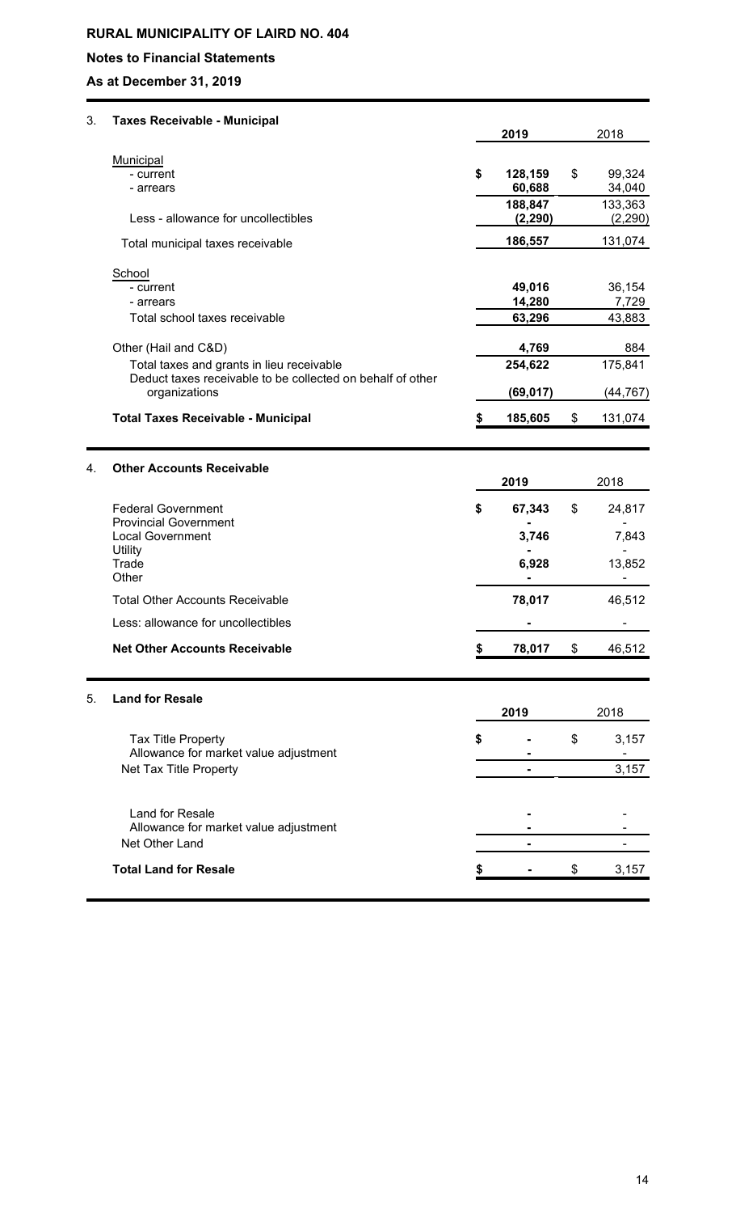**RURAL MUNICIPALITY OF LAIRD NO. 404**

**Notes to Financial Statements**

**As at December 31, 2019**

### 3. Taxes Receivable - Municipal

| | 2019 | 2018 |
|---|---|---|
| Municipal | | |
| - current | $ 128,159 | $ 99,324 |
| - arrears | 60,688 | 34,040 |
| | 188,847 | 133,363 |
| Less - allowance for uncollectibles | (2,290) | (2,290) |
| Total municipal taxes receivable | 186,557 | 131,074 |
| School | | |
| - current | 49,016 | 36,154 |
| - arrears | 14,280 | 7,729 |
| Total school taxes receivable | 63,296 | 43,883 |
| Other (Hail and C&D) | 4,769 | 884 |
| Total taxes and grants in lieu receivable | 254,622 | 175,841 |
| Deduct taxes receivable to be collected on behalf of other organizations | (69,017) | (44,767) |
| **Total Taxes Receivable - Municipal** | **$ 185,605** | $ 131,074 |

### 4. Other Accounts Receivable

| | 2019 | 2018 |
|---|---|---|
| Federal Government | $ 67,343 | $ 24,817 |
| Provincial Government | - | - |
| Local Government | 3,746 | 7,843 |
| Utility | - | - |
| Trade | 6,928 | 13,852 |
| Other | - | - |
| Total Other Accounts Receivable | 78,017 | 46,512 |
| Less: allowance for uncollectibles | - | - |
| **Net Other Accounts Receivable** | **$ 78,017** | $ 46,512 |

### 5. Land for Resale

| | 2019 | 2018 |
|---|---|---|
| Tax Title Property | $ - | $ 3,157 |
| Allowance for market value adjustment | - | - |
| Net Tax Title Property | - | 3,157 |
| Land for Resale | - | - |
| Allowance for market value adjustment | - | - |
| Net Other Land | - | - |
| **Total Land for Resale** | **$ -** | $ 3,157 |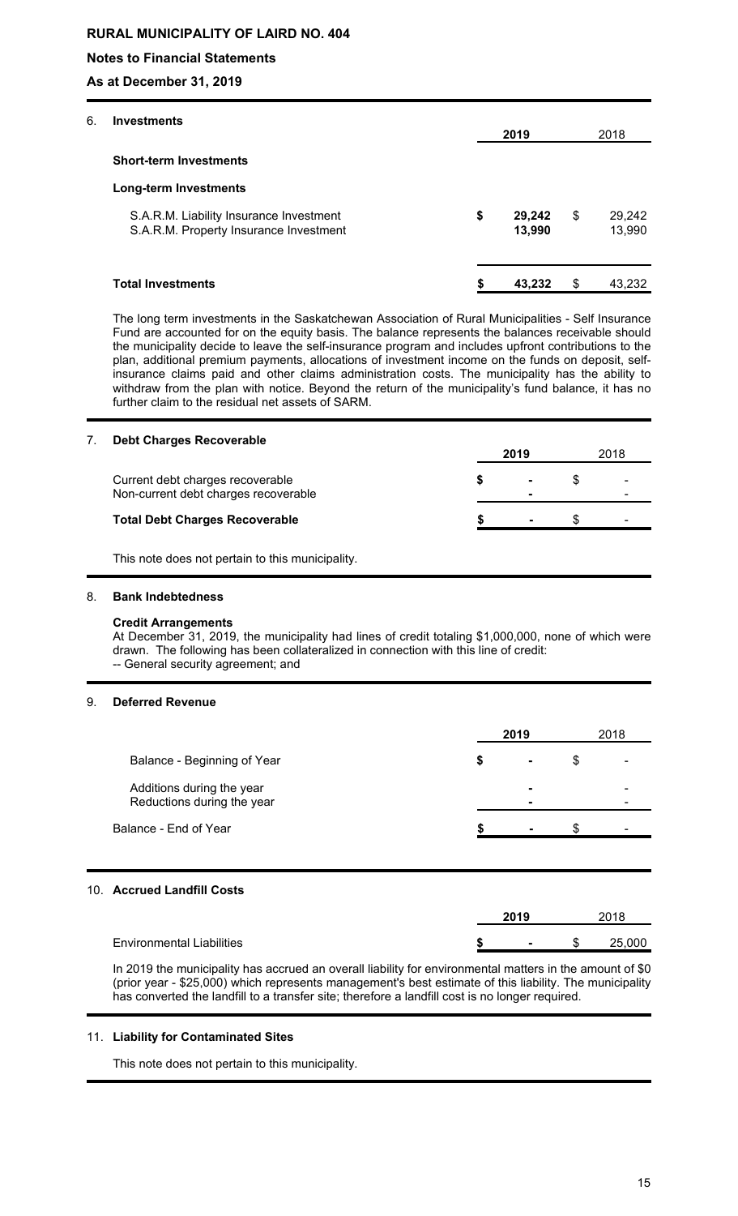# RURAL MUNICIPALITY OF LAIRD NO. 404

## Notes to Financial Statements

## As at December 31, 2019

### 6. Investments

| | 2019 | 2018 |
|---|---|---|
| **Short-term Investments** | | |
| **Long-term Investments** | | |
| S.A.R.M. Liability Insurance Investment | $ 29,242 | $ 29,242 |
| S.A.R.M. Property Insurance Investment | 13,990 | 13,990 |
| **Total Investments** | **$ 43,232** | $ 43,232 |

The long term investments in the Saskatchewan Association of Rural Municipalities - Self Insurance Fund are accounted for on the equity basis. The balance represents the balances receivable should the municipality decide to leave the self-insurance program and includes upfront contributions to the plan, additional premium payments, allocations of investment income on the funds on deposit, self-insurance claims paid and other claims administration costs. The municipality has the ability to withdraw from the plan with notice. Beyond the return of the municipality's fund balance, it has no further claim to the residual net assets of SARM.

### 7. Debt Charges Recoverable

| | 2019 | 2018 |
|---|---|---|
| Current debt charges recoverable | $ - | $ - |
| Non-current debt charges recoverable | - | - |
| **Total Debt Charges Recoverable** | **$ -** | $ - |

This note does not pertain to this municipality.

### 8. Bank Indebtedness

**Credit Arrangements**

At December 31, 2019, the municipality had lines of credit totaling $1,000,000, none of which were drawn. The following has been collateralized in connection with this line of credit:

-- General security agreement; and

### 9. Deferred Revenue

| | 2019 | 2018 |
|---|---|---|
| Balance - Beginning of Year | $ - | $ - |
| Additions during the year | - | - |
| Reductions during the year | - | - |
| Balance - End of Year | $ - | $ - |

### 10. Accrued Landfill Costs

| | 2019 | 2018 |
|---|---|---|
| Environmental Liabilities | $ - | $ 25,000 |

In 2019 the municipality has accrued an overall liability for environmental matters in the amount of $0 (prior year - $25,000) which represents management's best estimate of this liability. The municipality has converted the landfill to a transfer site; therefore a landfill cost is no longer required.

### 11. Liability for Contaminated Sites

This note does not pertain to this municipality.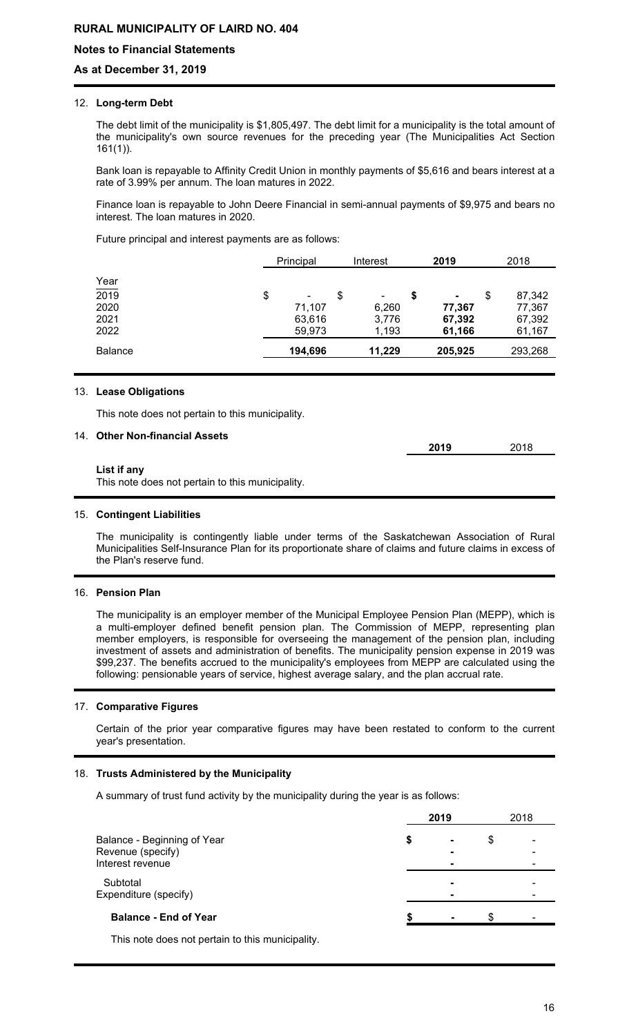# RURAL MUNICIPALITY OF LAIRD NO. 404

## Notes to Financial Statements

## As at December 31, 2019

### 12. Long-term Debt

The debt limit of the municipality is $1,805,497. The debt limit for a municipality is the total amount of the municipality's own source revenues for the preceding year (The Municipalities Act Section 161(1)).

Bank loan is repayable to Affinity Credit Union in monthly payments of $5,616 and bears interest at a rate of 3.99% per annum. The loan matures in 2022.

Finance loan is repayable to John Deere Financial in semi-annual payments of $9,975 and bears no interest. The loan matures in 2020.

Future principal and interest payments are as follows:

| Year | Principal | Interest | **2019** | 2018 |
|---|---|---|---|---|
| 2019 | $ - | $ - | **$ -** | $ 87,342 |
| 2020 | 71,107 | 6,260 | **77,367** | 77,367 |
| 2021 | 63,616 | 3,776 | **67,392** | 67,392 |
| 2022 | 59,973 | 1,193 | **61,166** | 61,167 |
| Balance | **194,696** | **11,229** | **205,925** | 293,268 |

### 13. Lease Obligations

This note does not pertain to this municipality.

### 14. Other Non-financial Assets

| | **2019** | 2018 |
|---|---|---|
| **List if any** | | |

This note does not pertain to this municipality.

### 15. Contingent Liabilities

The municipality is contingently liable under terms of the Saskatchewan Association of Rural Municipalities Self-Insurance Plan for its proportionate share of claims and future claims in excess of the Plan's reserve fund.

### 16. Pension Plan

The municipality is an employer member of the Municipal Employee Pension Plan (MEPP), which is a multi-employer defined benefit pension plan. The Commission of MEPP, representing plan member employers, is responsible for overseeing the management of the pension plan, including investment of assets and administration of benefits. The municipality pension expense in 2019 was $99,237. The benefits accrued to the municipality's employees from MEPP are calculated using the following: pensionable years of service, highest average salary, and the plan accrual rate.

### 17. Comparative Figures

Certain of the prior year comparative figures may have been restated to conform to the current year's presentation.

### 18. Trusts Administered by the Municipality

A summary of trust fund activity by the municipality during the year is as follows:

| | **2019** | 2018 |
|---|---|---|
| Balance - Beginning of Year | **$ -** | $ - |
| Revenue (specify) | **-** | - |
| Interest revenue | **-** | - |
| Subtotal | **-** | - |
| Expenditure (specify) | **-** | - |
| **Balance - End of Year** | **$ -** | $ - |

This note does not pertain to this municipality.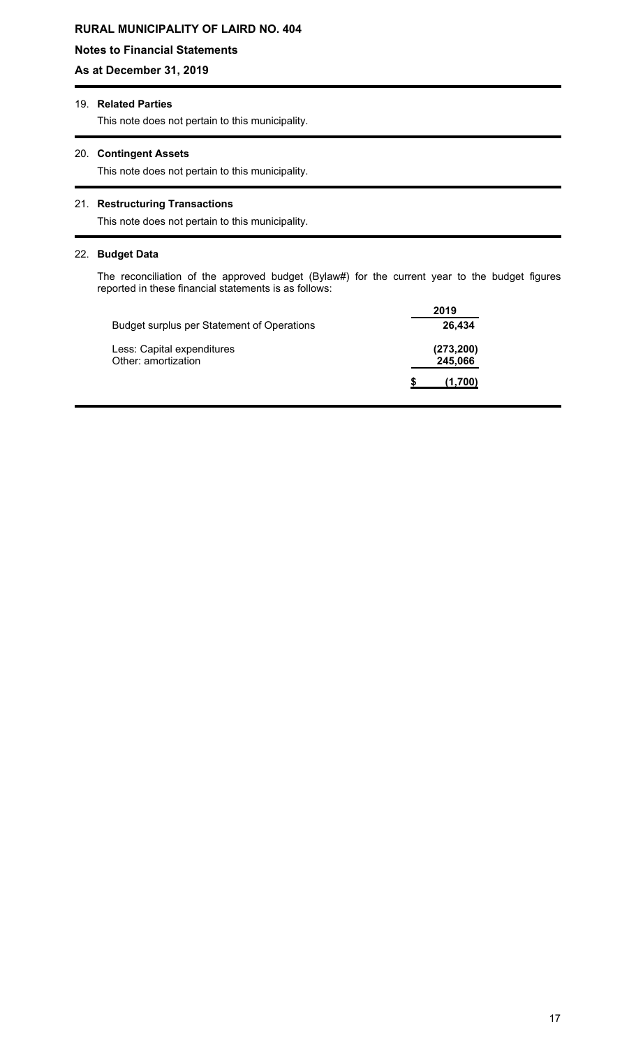**RURAL MUNICIPALITY OF LAIRD NO. 404**

**Notes to Financial Statements**

**As at December 31, 2019**

19. **Related Parties**

    This note does not pertain to this municipality.

20. **Contingent Assets**

    This note does not pertain to this municipality.

21. **Restructuring Transactions**

    This note does not pertain to this municipality.

22. **Budget Data**

    The reconciliation of the approved budget (Bylaw#) for the current year to the budget figures reported in these financial statements is as follows:

| | 2019 |
|---|---|
| Budget surplus per Statement of Operations | 26,434 |
| Less: Capital expenditures | (273,200) |
| Other: amortization | 245,066 |
| | $ (1,700) |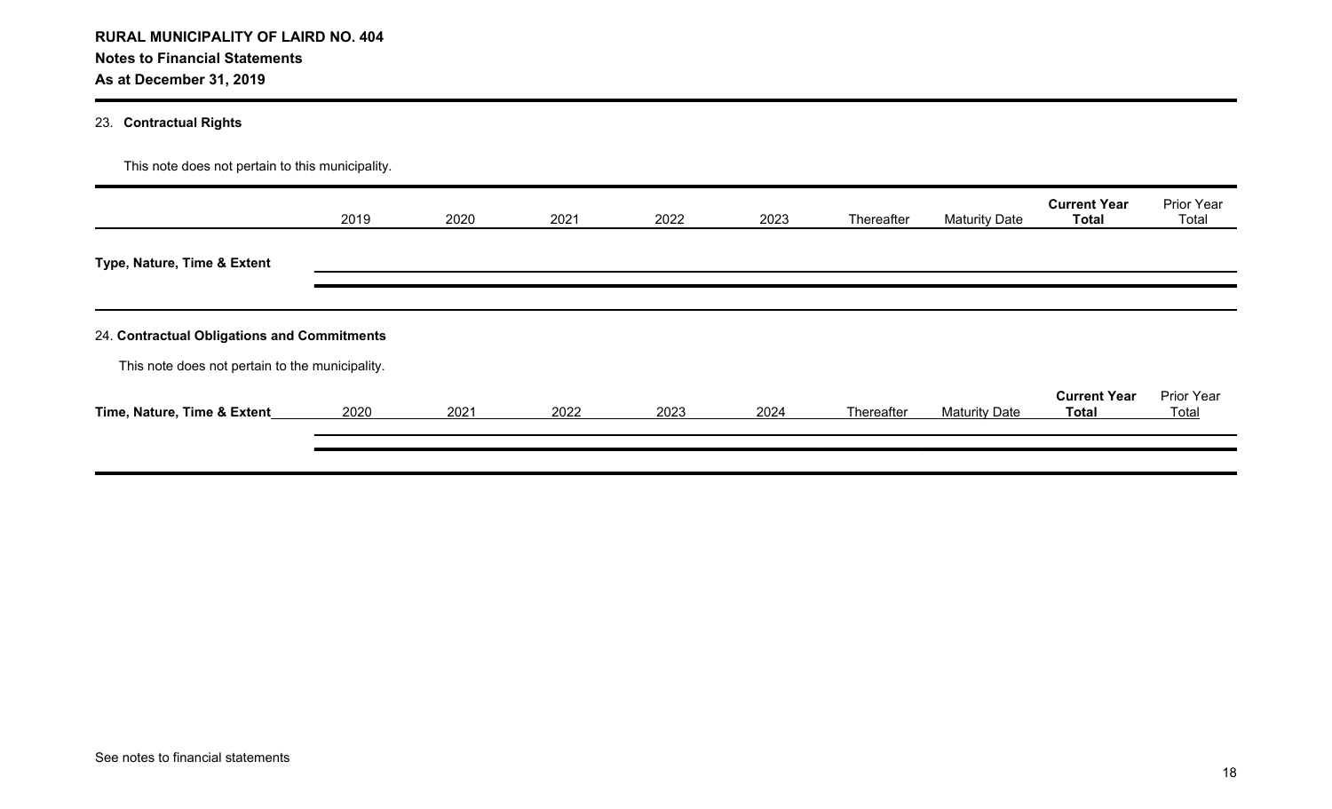**RURAL MUNICIPALITY OF LAIRD NO. 404**
**Notes to Financial Statements**
**As at December 31, 2019**

23. **Contractual Rights**

This note does not pertain to this municipality.

| | 2019 | 2020 | 2021 | 2022 | 2023 | Thereafter | Maturity Date | **Current Year Total** | Prior Year Total |
|---|---|---|---|---|---|---|---|---|---|
| **Type, Nature, Time & Extent** | | | | | | | | | |

24. **Contractual Obligations and Commitments**

This note does not pertain to the municipality.

| **Time, Nature, Time & Extent** | 2020 | 2021 | 2022 | 2023 | 2024 | Thereafter | Maturity Date | **Current Year Total** | Prior Year Total |
|---|---|---|---|---|---|---|---|---|---|
| | | | | | | | | | |

See notes to financial statements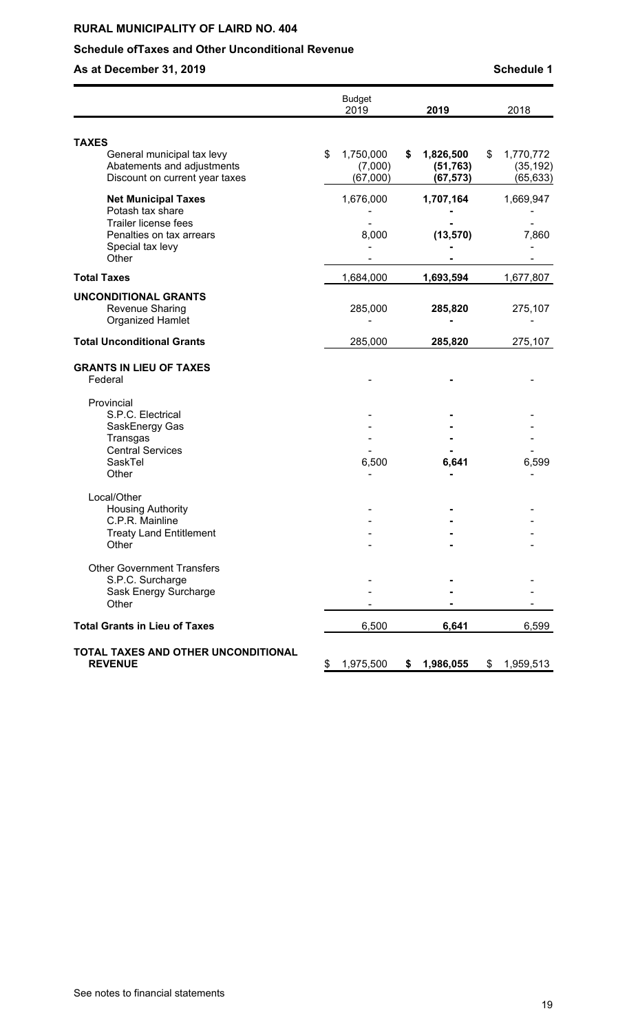# RURAL MUNICIPALITY OF LAIRD NO. 404

## Schedule ofTaxes and Other Unconditional Revenue

**As at December 31, 2019** **Schedule 1**

| | Budget 2019 | 2019 | 2018 |
|---|---|---|---|
| **TAXES** | | | |
| General municipal tax levy | $ 1,750,000 | **$ 1,826,500** | $ 1,770,772 |
| Abatements and adjustments | (7,000) | **(51,763)** | (35,192) |
| Discount on current year taxes | (67,000) | **(67,573)** | (65,633) |
| **Net Municipal Taxes** | 1,676,000 | **1,707,164** | 1,669,947 |
| Potash tax share | - | **-** | - |
| Trailer license fees | - | **-** | - |
| Penalties on tax arrears | 8,000 | **(13,570)** | 7,860 |
| Special tax levy | - | **-** | - |
| Other | - | **-** | - |
| **Total Taxes** | 1,684,000 | **1,693,594** | 1,677,807 |
| **UNCONDITIONAL GRANTS** | | | |
| Revenue Sharing | 285,000 | **285,820** | 275,107 |
| Organized Hamlet | - | **-** | - |
| **Total Unconditional Grants** | 285,000 | **285,820** | 275,107 |
| **GRANTS IN LIEU OF TAXES** | | | |
| Federal | - | **-** | - |
| Provincial | | | |
| S.P.C. Electrical | - | **-** | - |
| SaskEnergy Gas | - | **-** | - |
| Transgas | - | **-** | - |
| Central Services | - | **-** | - |
| SaskTel | 6,500 | **6,641** | 6,599 |
| Other | - | **-** | - |
| Local/Other | | | |
| Housing Authority | - | **-** | - |
| C.P.R. Mainline | - | **-** | - |
| Treaty Land Entitlement | - | **-** | - |
| Other | - | **-** | - |
| Other Government Transfers | | | |
| S.P.C. Surcharge | - | **-** | - |
| Sask Energy Surcharge | - | **-** | - |
| Other | - | **-** | - |
| **Total Grants in Lieu of Taxes** | 6,500 | **6,641** | 6,599 |
| **TOTAL TAXES AND OTHER UNCONDITIONAL REVENUE** | $ 1,975,500 | **$ 1,986,055** | $ 1,959,513 |

See notes to financial statements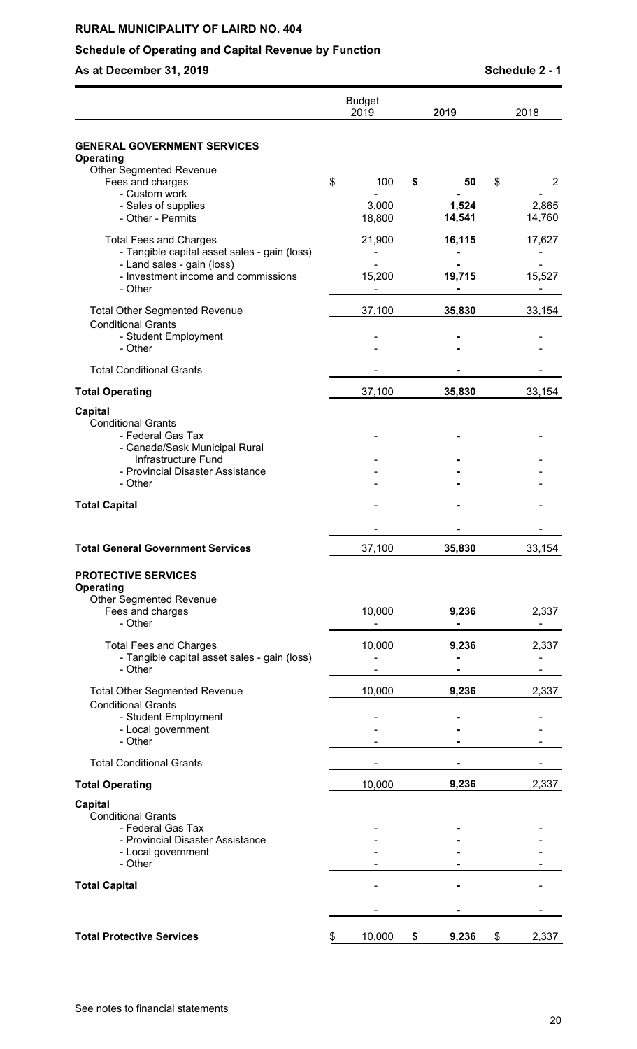**RURAL MUNICIPALITY OF LAIRD NO. 404**

**Schedule of Operating and Capital Revenue by Function**

**As at December 31, 2019** **Schedule 2 - 1**

| | Budget 2019 | 2019 | 2018 |
|---|---|---|---|
| **GENERAL GOVERNMENT SERVICES** | | | |
| **Operating** | | | |
| Other Segmented Revenue | | | |
| Fees and charges | $ 100 | **$ 50** | $ 2 |
| - Custom work | - | **-** | - |
| - Sales of supplies | 3,000 | **1,524** | 2,865 |
| - Other - Permits | 18,800 | **14,541** | 14,760 |
| Total Fees and Charges | 21,900 | **16,115** | 17,627 |
| - Tangible capital asset sales - gain (loss) | - | **-** | - |
| - Land sales - gain (loss) | - | **-** | - |
| - Investment income and commissions | 15,200 | **19,715** | 15,527 |
| - Other | - | **-** | - |
| Total Other Segmented Revenue | 37,100 | **35,830** | 33,154 |
| Conditional Grants | | | |
| - Student Employment | - | **-** | - |
| - Other | - | **-** | - |
| Total Conditional Grants | - | **-** | - |
| **Total Operating** | 37,100 | **35,830** | 33,154 |
| **Capital** | | | |
| Conditional Grants | | | |
| - Federal Gas Tax | - | **-** | - |
| - Canada/Sask Municipal Rural Infrastructure Fund | - | **-** | - |
| - Provincial Disaster Assistance | - | **-** | - |
| - Other | - | **-** | - |
| **Total Capital** | - | **-** | - |
| | - | **-** | - |
| **Total General Government Services** | 37,100 | **35,830** | 33,154 |
| **PROTECTIVE SERVICES** | | | |
| **Operating** | | | |
| Other Segmented Revenue | | | |
| Fees and charges | 10,000 | **9,236** | 2,337 |
| - Other | - | **-** | - |
| Total Fees and Charges | 10,000 | **9,236** | 2,337 |
| - Tangible capital asset sales - gain (loss) | - | **-** | - |
| - Other | - | **-** | - |
| Total Other Segmented Revenue | 10,000 | **9,236** | 2,337 |
| Conditional Grants | | | |
| - Student Employment | - | **-** | - |
| - Local government | - | **-** | - |
| - Other | - | **-** | - |
| Total Conditional Grants | - | **-** | - |
| **Total Operating** | 10,000 | **9,236** | 2,337 |
| **Capital** | | | |
| Conditional Grants | | | |
| - Federal Gas Tax | - | **-** | - |
| - Provincial Disaster Assistance | - | **-** | - |
| - Local government | - | **-** | - |
| - Other | - | **-** | - |
| **Total Capital** | - | **-** | - |
| | - | **-** | - |
| **Total Protective Services** | $ 10,000 | **$ 9,236** | $ 2,337 |

See notes to financial statements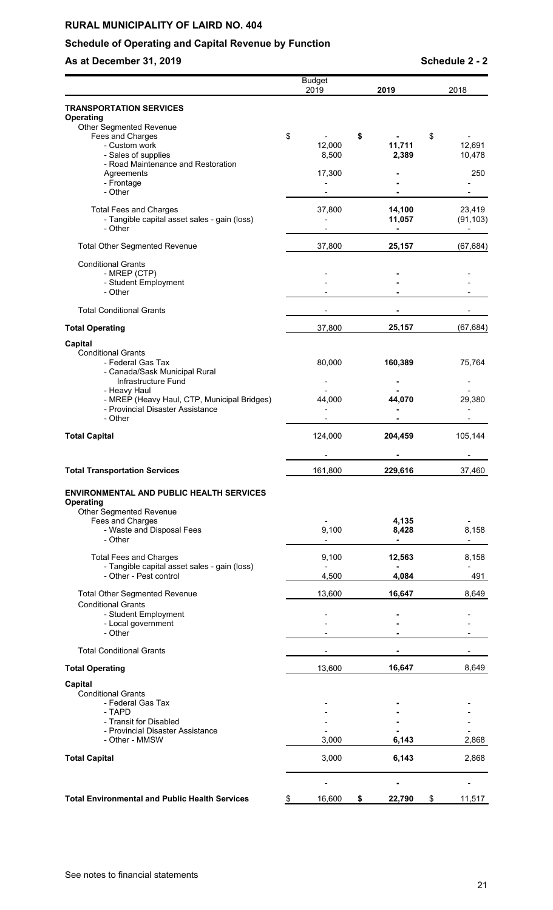**RURAL MUNICIPALITY OF LAIRD NO. 404**

**Schedule of Operating and Capital Revenue by Function**

**As at December 31, 2019** **Schedule 2 - 2**

| | Budget 2019 | 2019 | 2018 |
|---|---|---|---|
| **TRANSPORTATION SERVICES** | | | |
| **Operating** | | | |
| Other Segmented Revenue | | | |
| Fees and Charges | $ - | $ - | $ - |
| - Custom work | 12,000 | 11,711 | 12,691 |
| - Sales of supplies | 8,500 | 2,389 | 10,478 |
| - Road Maintenance and Restoration Agreements | 17,300 | - | 250 |
| - Frontage | - | - | - |
| - Other | - | - | - |
| Total Fees and Charges | 37,800 | 14,100 | 23,419 |
| - Tangible capital asset sales - gain (loss) | - | 11,057 | (91,103) |
| - Other | - | - | - |
| Total Other Segmented Revenue | 37,800 | 25,157 | (67,684) |
| Conditional Grants | | | |
| - MREP (CTP) | - | - | - |
| - Student Employment | - | - | - |
| - Other | - | - | - |
| Total Conditional Grants | - | - | - |
| **Total Operating** | 37,800 | 25,157 | (67,684) |
| **Capital** | | | |
| Conditional Grants | | | |
| - Federal Gas Tax | 80,000 | 160,389 | 75,764 |
| - Canada/Sask Municipal Rural Infrastructure Fund | - | - | - |
| - Heavy Haul | - | - | - |
| - MREP (Heavy Haul, CTP, Municipal Bridges) | 44,000 | 44,070 | 29,380 |
| - Provincial Disaster Assistance | - | - | - |
| - Other | - | - | - |
| **Total Capital** | 124,000 | 204,459 | 105,144 |
| | - | - | - |
| **Total Transportation Services** | 161,800 | 229,616 | 37,460 |
| **ENVIRONMENTAL AND PUBLIC HEALTH SERVICES** | | | |
| **Operating** | | | |
| Other Segmented Revenue | | | |
| Fees and Charges | - | 4,135 | - |
| - Waste and Disposal Fees | 9,100 | 8,428 | 8,158 |
| - Other | - | - | - |
| Total Fees and Charges | 9,100 | 12,563 | 8,158 |
| - Tangible capital asset sales - gain (loss) | - | - | - |
| - Other - Pest control | 4,500 | 4,084 | 491 |
| Total Other Segmented Revenue | 13,600 | 16,647 | 8,649 |
| Conditional Grants | | | |
| - Student Employment | - | - | - |
| - Local government | - | - | - |
| - Other | - | - | - |
| Total Conditional Grants | - | - | - |
| **Total Operating** | 13,600 | 16,647 | 8,649 |
| **Capital** | | | |
| Conditional Grants | | | |
| - Federal Gas Tax | - | - | - |
| - TAPD | - | - | - |
| - Transit for Disabled | - | - | - |
| - Provincial Disaster Assistance | - | - | - |
| - Other - MMSW | 3,000 | 6,143 | 2,868 |
| **Total Capital** | 3,000 | 6,143 | 2,868 |
| | - | - | - |
| **Total Environmental and Public Health Services** | $ 16,600 | $ 22,790 | $ 11,517 |

See notes to financial statements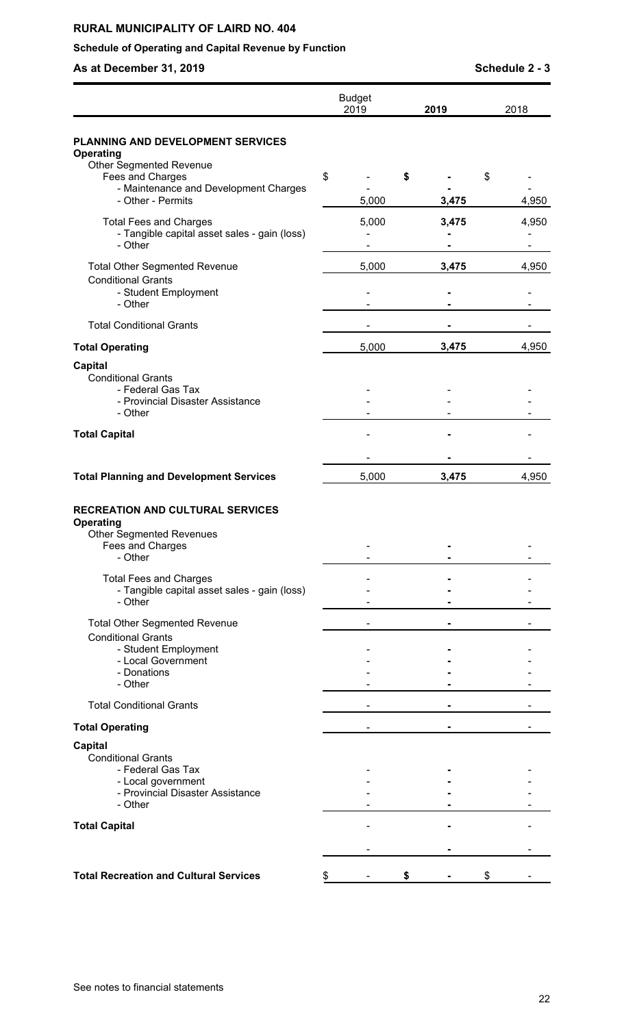**RURAL MUNICIPALITY OF LAIRD NO. 404**

**Schedule of Operating and Capital Revenue by Function**

**As at December 31, 2019** **Schedule 2 - 3**

| | Budget 2019 | 2019 | 2018 |
|---|---|---|---|
| **PLANNING AND DEVELOPMENT SERVICES** | | | |
| **Operating** | | | |
| Other Segmented Revenue | | | |
| Fees and Charges | $ - | $ - | $ - |
| - Maintenance and Development Charges | - | - | - |
| - Other - Permits | 5,000 | 3,475 | 4,950 |
| Total Fees and Charges | 5,000 | 3,475 | 4,950 |
| - Tangible capital asset sales - gain (loss) | - | - | - |
| - Other | - | - | - |
| Total Other Segmented Revenue | 5,000 | 3,475 | 4,950 |
| Conditional Grants | | | |
| - Student Employment | - | - | - |
| - Other | - | - | - |
| Total Conditional Grants | - | - | - |
| **Total Operating** | 5,000 | 3,475 | 4,950 |
| **Capital** | | | |
| Conditional Grants | | | |
| - Federal Gas Tax | - | - | - |
| - Provincial Disaster Assistance | - | - | - |
| - Other | - | - | - |
| **Total Capital** | - | - | - |
| | - | - | - |
| **Total Planning and Development Services** | 5,000 | 3,475 | 4,950 |
| **RECREATION AND CULTURAL SERVICES** | | | |
| **Operating** | | | |
| Other Segmented Revenues | | | |
| Fees and Charges | - | - | - |
| - Other | - | - | - |
| Total Fees and Charges | - | - | - |
| - Tangible capital asset sales - gain (loss) | - | - | - |
| - Other | - | - | - |
| Total Other Segmented Revenue | - | - | - |
| Conditional Grants | | | |
| - Student Employment | - | - | - |
| - Local Government | - | - | - |
| - Donations | - | - | - |
| - Other | - | - | - |
| Total Conditional Grants | - | - | - |
| **Total Operating** | - | - | - |
| **Capital** | | | |
| Conditional Grants | | | |
| - Federal Gas Tax | - | - | - |
| - Local government | - | - | - |
| - Provincial Disaster Assistance | - | - | - |
| - Other | - | - | - |
| **Total Capital** | - | - | - |
| | - | - | - |
| **Total Recreation and Cultural Services** | $ - | $ - | $ - |

See notes to financial statements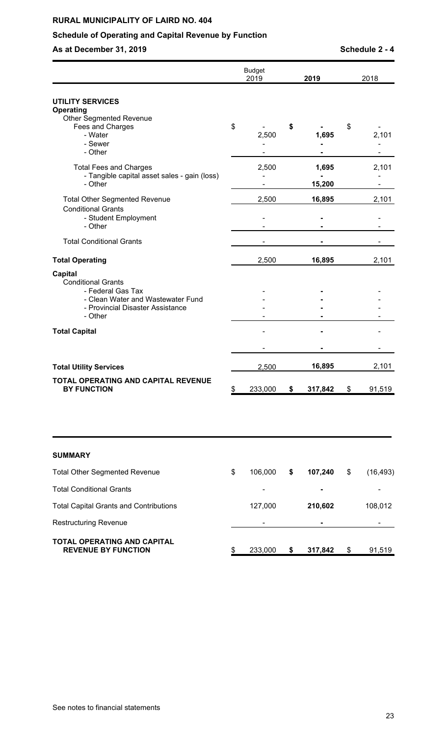**RURAL MUNICIPALITY OF LAIRD NO. 404**

**Schedule of Operating and Capital Revenue by Function**

**As at December 31, 2019** **Schedule 2 - 4**

| | Budget 2019 | 2019 | 2018 |
|---|---|---|---|
| **UTILITY SERVICES** | | | |
| **Operating** | | | |
| Other Segmented Revenue | | | |
| Fees and Charges | $ - | $ - | $ - |
| - Water | 2,500 | 1,695 | 2,101 |
| - Sewer | - | - | - |
| - Other | - | - | - |
| Total Fees and Charges | 2,500 | 1,695 | 2,101 |
| - Tangible capital asset sales - gain (loss) | - | - | - |
| - Other | - | 15,200 | - |
| Total Other Segmented Revenue | 2,500 | 16,895 | 2,101 |
| Conditional Grants | | | |
| - Student Employment | - | - | - |
| - Other | - | - | - |
| Total Conditional Grants | - | - | - |
| **Total Operating** | 2,500 | 16,895 | 2,101 |
| **Capital** | | | |
| Conditional Grants | | | |
| - Federal Gas Tax | - | - | - |
| - Clean Water and Wastewater Fund | - | - | - |
| - Provincial Disaster Assistance | - | - | - |
| - Other | - | - | - |
| **Total Capital** | - | - | - |
| | - | - | - |
| **Total Utility Services** | 2,500 | 16,895 | 2,101 |
| **TOTAL OPERATING AND CAPITAL REVENUE BY FUNCTION** | $ 233,000 | $ 317,842 | $ 91,519 |

| **SUMMARY** | | | |
|---|---|---|---|
| Total Other Segmented Revenue | $ 106,000 | $ 107,240 | $ (16,493) |
| Total Conditional Grants | - | - | - |
| Total Capital Grants and Contributions | 127,000 | 210,602 | 108,012 |
| Restructuring Revenue | - | - | - |
| **TOTAL OPERATING AND CAPITAL REVENUE BY FUNCTION** | $ 233,000 | $ 317,842 | $ 91,519 |

See notes to financial statements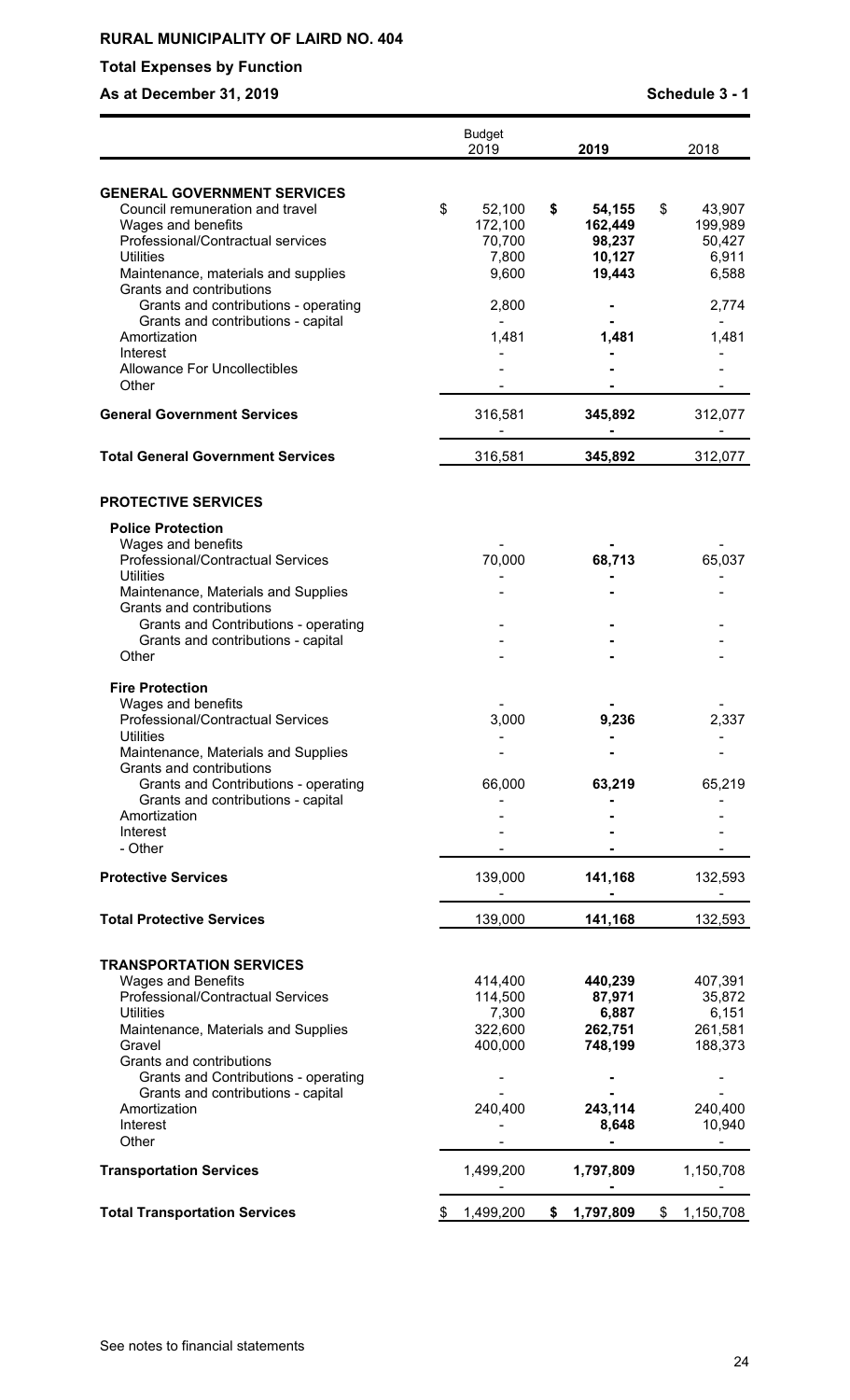**RURAL MUNICIPALITY OF LAIRD NO. 404**

**Total Expenses by Function**

**As at December 31, 2019** **Schedule 3 - 1**

| | Budget 2019 | **2019** | 2018 |
|---|---|---|---|
| **GENERAL GOVERNMENT SERVICES** | | | |
| Council remuneration and travel | $ 52,100 | **$ 54,155** | $ 43,907 |
| Wages and benefits | 172,100 | **162,449** | 199,989 |
| Professional/Contractual services | 70,700 | **98,237** | 50,427 |
| Utilities | 7,800 | **10,127** | 6,911 |
| Maintenance, materials and supplies | 9,600 | **19,443** | 6,588 |
| Grants and contributions | | | |
| Grants and contributions - operating | 2,800 | **-** | 2,774 |
| Grants and contributions - capital | - | **-** | - |
| Amortization | 1,481 | **1,481** | 1,481 |
| Interest | - | **-** | - |
| Allowance For Uncollectibles | - | **-** | - |
| Other | - | **-** | - |
| **General Government Services** | 316,581 | **345,892** | 312,077 |
| | - | **-** | - |
| **Total General Government Services** | 316,581 | **345,892** | 312,077 |
| | | | |
| **PROTECTIVE SERVICES** | | | |
| **Police Protection** | | | |
| Wages and benefits | - | **-** | - |
| Professional/Contractual Services | 70,000 | **68,713** | 65,037 |
| Utilities | - | **-** | - |
| Maintenance, Materials and Supplies | - | **-** | - |
| Grants and contributions | | | |
| Grants and Contributions - operating | - | **-** | - |
| Grants and contributions - capital | - | **-** | - |
| Other | - | **-** | - |
| **Fire Protection** | | | |
| Wages and benefits | - | **-** | - |
| Professional/Contractual Services | 3,000 | **9,236** | 2,337 |
| Utilities | - | **-** | - |
| Maintenance, Materials and Supplies | - | **-** | - |
| Grants and contributions | | | |
| Grants and Contributions - operating | 66,000 | **63,219** | 65,219 |
| Grants and contributions - capital | - | **-** | - |
| Amortization | - | **-** | - |
| Interest | - | **-** | - |
| - Other | - | **-** | - |
| **Protective Services** | 139,000 | **141,168** | 132,593 |
| | - | **-** | - |
| **Total Protective Services** | 139,000 | **141,168** | 132,593 |
| | | | |
| **TRANSPORTATION SERVICES** | | | |
| Wages and Benefits | 414,400 | **440,239** | 407,391 |
| Professional/Contractual Services | 114,500 | **87,971** | 35,872 |
| Utilities | 7,300 | **6,887** | 6,151 |
| Maintenance, Materials and Supplies | 322,600 | **262,751** | 261,581 |
| Gravel | 400,000 | **748,199** | 188,373 |
| Grants and contributions | | | |
| Grants and Contributions - operating | - | **-** | - |
| Grants and contributions - capital | - | **-** | - |
| Amortization | 240,400 | **243,114** | 240,400 |
| Interest | - | **8,648** | 10,940 |
| Other | - | **-** | - |
| **Transportation Services** | 1,499,200 | **1,797,809** | 1,150,708 |
| | - | **-** | - |
| **Total Transportation Services** | $ 1,499,200 | **$ 1,797,809** | $ 1,150,708 |

See notes to financial statements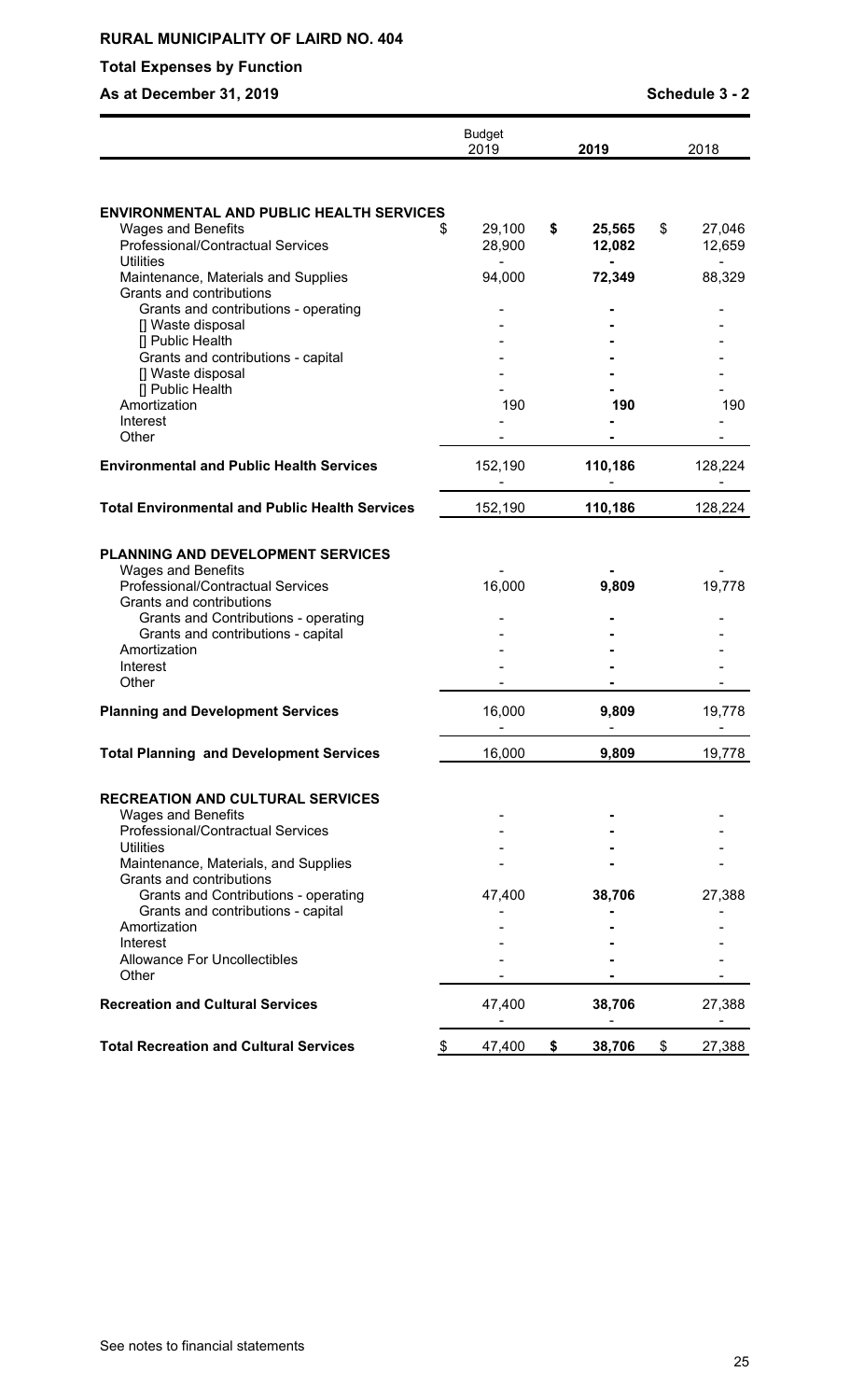**RURAL MUNICIPALITY OF LAIRD NO. 404**

**Total Expenses by Function**

**As at December 31, 2019** **Schedule 3 - 2**

| | Budget 2019 | 2019 | 2018 |
|---|---|---|---|
| **ENVIRONMENTAL AND PUBLIC HEALTH SERVICES** | | | |
| Wages and Benefits | $ 29,100 | **$ 25,565** | $ 27,046 |
| Professional/Contractual Services | 28,900 | **12,082** | 12,659 |
| Utilities | - | **-** | - |
| Maintenance, Materials and Supplies | 94,000 | **72,349** | 88,329 |
| Grants and contributions | | | |
| Grants and contributions - operating | - | **-** | - |
| [] Waste disposal | - | **-** | - |
| [] Public Health | - | **-** | - |
| Grants and contributions - capital | - | **-** | - |
| [] Waste disposal | - | **-** | - |
| [] Public Health | - | **-** | - |
| Amortization | 190 | **190** | 190 |
| Interest | - | **-** | - |
| Other | - | **-** | - |
| **Environmental and Public Health Services** | 152,190 | **110,186** | 128,224 |
| | - | - | - |
| **Total Environmental and Public Health Services** | 152,190 | **110,186** | 128,224 |
| | | | |
| **PLANNING AND DEVELOPMENT SERVICES** | | | |
| Wages and Benefits | - | **-** | - |
| Professional/Contractual Services | 16,000 | **9,809** | 19,778 |
| Grants and contributions | | | |
| Grants and Contributions - operating | - | **-** | - |
| Grants and contributions - capital | - | **-** | - |
| Amortization | - | **-** | - |
| Interest | - | **-** | - |
| Other | - | **-** | - |
| **Planning and Development Services** | 16,000 | **9,809** | 19,778 |
| | - | - | - |
| **Total Planning and Development Services** | 16,000 | **9,809** | 19,778 |
| | | | |
| **RECREATION AND CULTURAL SERVICES** | | | |
| Wages and Benefits | - | **-** | - |
| Professional/Contractual Services | - | **-** | - |
| Utilities | - | **-** | - |
| Maintenance, Materials, and Supplies | - | **-** | - |
| Grants and contributions | | | |
| Grants and Contributions - operating | 47,400 | **38,706** | 27,388 |
| Grants and contributions - capital | - | **-** | - |
| Amortization | - | **-** | - |
| Interest | - | **-** | - |
| Allowance For Uncollectibles | - | **-** | - |
| Other | - | **-** | - |
| **Recreation and Cultural Services** | 47,400 | **38,706** | 27,388 |
| | - | - | - |
| **Total Recreation and Cultural Services** | $ 47,400 | **$ 38,706** | $ 27,388 |

See notes to financial statements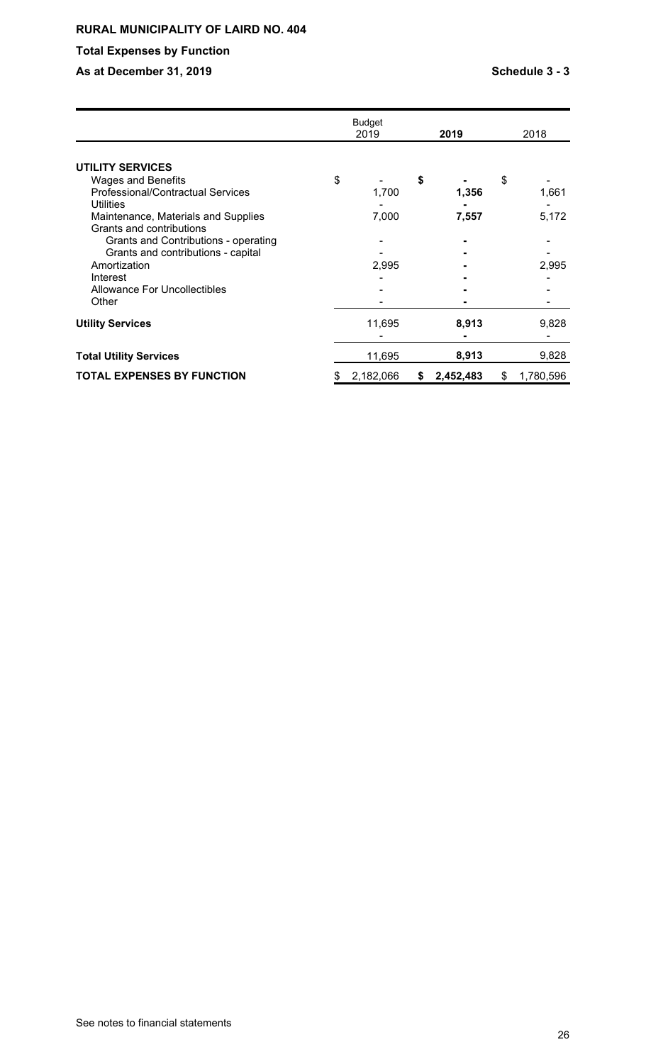**RURAL MUNICIPALITY OF LAIRD NO. 404**

**Total Expenses by Function**

**As at December 31, 2019** **Schedule 3 - 3**

| | Budget 2019 | **2019** | 2018 |
|---|---|---|---|
| **UTILITY SERVICES** | | | |
| Wages and Benefits | $ - | **$ -** | $ - |
| Professional/Contractual Services | 1,700 | **1,356** | 1,661 |
| Utilities | - | **-** | - |
| Maintenance, Materials and Supplies | 7,000 | **7,557** | 5,172 |
| Grants and contributions | | | |
| Grants and Contributions - operating | - | **-** | - |
| Grants and contributions - capital | - | **-** | - |
| Amortization | 2,995 | **-** | 2,995 |
| Interest | - | **-** | - |
| Allowance For Uncollectibles | - | **-** | - |
| Other | - | **-** | - |
| **Utility Services** | 11,695 | **8,913** | 9,828 |
| | - | **-** | - |
| **Total Utility Services** | 11,695 | **8,913** | 9,828 |
| **TOTAL EXPENSES BY FUNCTION** | $ 2,182,066 | **$ 2,452,483** | $ 1,780,596 |

See notes to financial statements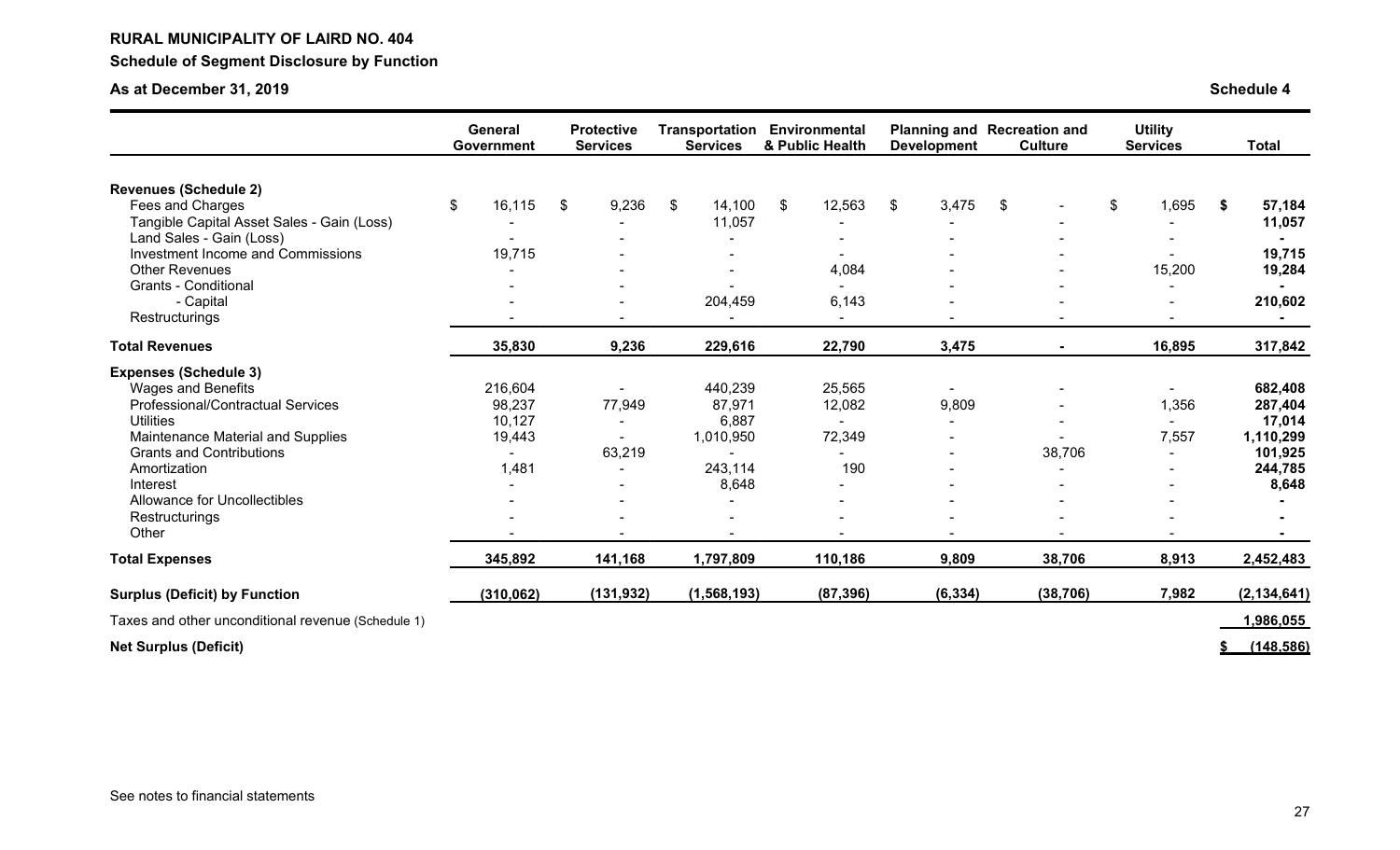**RURAL MUNICIPALITY OF LAIRD NO. 404**

**Schedule of Segment Disclosure by Function**

**As at December 31, 2019** **Schedule 4**

| | General Government | Protective Services | Transportation Services | Environmental & Public Health | Planning and Development | Recreation and Culture | Utility Services | Total |
|---|---|---|---|---|---|---|---|---|
| **Revenues (Schedule 2)** | | | | | | | | |
| Fees and Charges | $ 16,115 | $ 9,236 | $ 14,100 | $ 12,563 | $ 3,475 | $ - | $ 1,695 | **$ 57,184** |
| Tangible Capital Asset Sales - Gain (Loss) | - | - | 11,057 | - | - | - | - | **11,057** |
| Land Sales - Gain (Loss) | - | - | - | - | - | - | - | **-** |
| Investment Income and Commissions | 19,715 | - | - | - | - | - | - | **19,715** |
| Other Revenues | - | - | - | 4,084 | - | - | 15,200 | **19,284** |
| Grants - Conditional | - | - | - | - | - | - | - | **-** |
| - Capital | - | - | 204,459 | 6,143 | - | - | - | **210,602** |
| Restructurings | - | - | - | - | - | - | - | **-** |
| **Total Revenues** | **35,830** | **9,236** | **229,616** | **22,790** | **3,475** | **-** | **16,895** | **317,842** |
| **Expenses (Schedule 3)** | | | | | | | | |
| Wages and Benefits | 216,604 | - | 440,239 | 25,565 | - | - | - | **682,408** |
| Professional/Contractual Services | 98,237 | 77,949 | 87,971 | 12,082 | 9,809 | - | 1,356 | **287,404** |
| Utilities | 10,127 | - | 6,887 | - | - | - | - | **17,014** |
| Maintenance Material and Supplies | 19,443 | - | 1,010,950 | 72,349 | - | - | 7,557 | **1,110,299** |
| Grants and Contributions | - | 63,219 | - | - | - | 38,706 | - | **101,925** |
| Amortization | 1,481 | - | 243,114 | 190 | - | - | - | **244,785** |
| Interest | - | - | 8,648 | - | - | - | - | **8,648** |
| Allowance for Uncollectibles | - | - | - | - | - | - | - | **-** |
| Restructurings | - | - | - | - | - | - | - | **-** |
| Other | - | - | - | - | - | - | - | **-** |
| **Total Expenses** | **345,892** | **141,168** | **1,797,809** | **110,186** | **9,809** | **38,706** | **8,913** | **2,452,483** |
| **Surplus (Deficit) by Function** | **(310,062)** | **(131,932)** | **(1,568,193)** | **(87,396)** | **(6,334)** | **(38,706)** | **7,982** | **(2,134,641)** |
| Taxes and other unconditional revenue (Schedule 1) | | | | | | | | **1,986,055** |
| **Net Surplus (Deficit)** | | | | | | | | **$ (148,586)** |

See notes to financial statements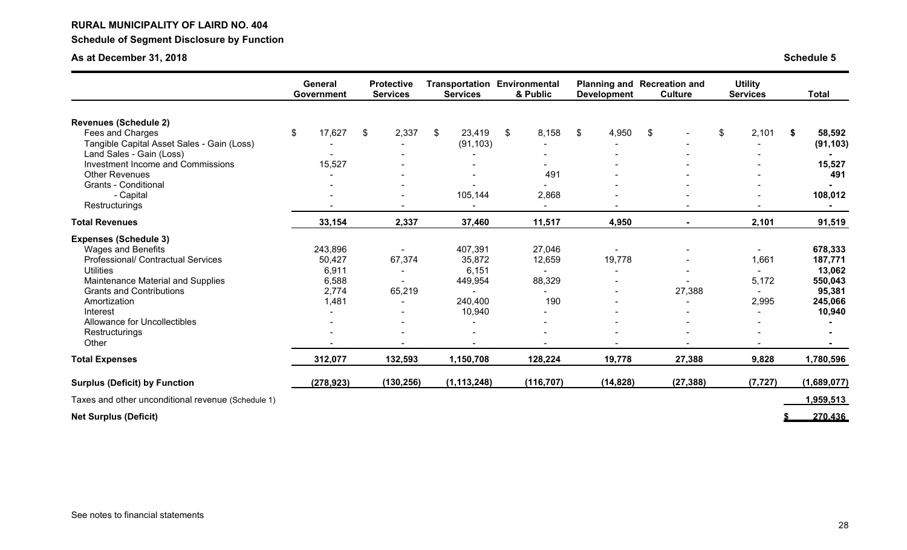**RURAL MUNICIPALITY OF LAIRD NO. 404**

**Schedule of Segment Disclosure by Function**

**As at December 31, 2018** **Schedule 5**

| | General Government | Protective Services | Transportation Services | Environmental & Public | Planning and Development | Recreation and Culture | Utility Services | Total |
|---|---|---|---|---|---|---|---|---|
| **Revenues (Schedule 2)** | | | | | | | | |
| Fees and Charges | $ 17,627 | $ 2,337 | $ 23,419 | $ 8,158 | $ 4,950 | $ - | $ 2,101 | **$ 58,592** |
| Tangible Capital Asset Sales - Gain (Loss) | - | - | (91,103) | - | - | - | - | **(91,103)** |
| Land Sales - Gain (Loss) | - | - | - | - | - | - | - | **-** |
| Investment Income and Commissions | 15,527 | - | - | - | - | - | - | **15,527** |
| Other Revenues | - | - | - | 491 | - | - | - | **491** |
| Grants - Conditional | - | - | - | - | - | - | - | **-** |
| - Capital | - | - | 105,144 | 2,868 | - | - | - | **108,012** |
| Restructurings | - | - | - | - | - | - | - | **-** |
| **Total Revenues** | **33,154** | **2,337** | **37,460** | **11,517** | **4,950** | **-** | **2,101** | **91,519** |
| **Expenses (Schedule 3)** | | | | | | | | |
| Wages and Benefits | 243,896 | - | 407,391 | 27,046 | - | - | - | **678,333** |
| Professional/ Contractual Services | 50,427 | 67,374 | 35,872 | 12,659 | 19,778 | - | 1,661 | **187,771** |
| Utilities | 6,911 | - | 6,151 | - | - | - | - | **13,062** |
| Maintenance Material and Supplies | 6,588 | - | 449,954 | 88,329 | - | - | 5,172 | **550,043** |
| Grants and Contributions | 2,774 | 65,219 | - | - | - | 27,388 | - | **95,381** |
| Amortization | 1,481 | - | 240,400 | 190 | - | - | 2,995 | **245,066** |
| Interest | - | - | 10,940 | - | - | - | - | **10,940** |
| Allowance for Uncollectibles | - | - | - | - | - | - | - | **-** |
| Restructurings | - | - | - | - | - | - | - | **-** |
| Other | - | - | - | - | - | - | - | **-** |
| **Total Expenses** | **312,077** | **132,593** | **1,150,708** | **128,224** | **19,778** | **27,388** | **9,828** | **1,780,596** |
| **Surplus (Deficit) by Function** | **(278,923)** | **(130,256)** | **(1,113,248)** | **(116,707)** | **(14,828)** | **(27,388)** | **(7,727)** | **(1,689,077)** |
| Taxes and other unconditional revenue (Schedule 1) | | | | | | | | **1,959,513** |
| **Net Surplus (Deficit)** | | | | | | | | **$ 270,436** |

See notes to financial statements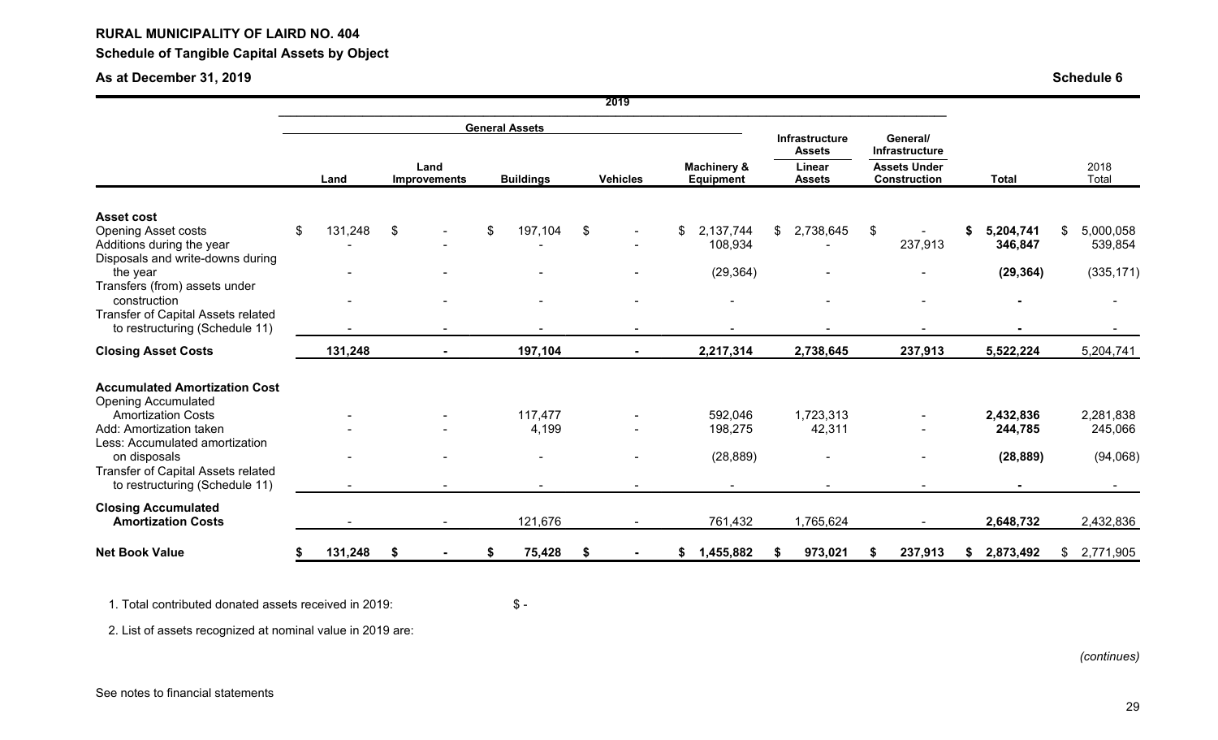**RURAL MUNICIPALITY OF LAIRD NO. 404**

**Schedule of Tangible Capital Assets by Object**

**As at December 31, 2019** **Schedule 6**

| | 2019 | | | | | | | | |
|---|---|---|---|---|---|---|---|---|---|
| | General Assets | | | | | Infrastructure Assets | General/ Infrastructure | | |
| | **Land** | **Land Improvements** | **Buildings** | **Vehicles** | **Machinery & Equipment** | **Linear Assets** | **Assets Under Construction** | **Total** | 2018 Total |
| **Asset cost** | | | | | | | | | |
| Opening Asset costs | $ 131,248 | $ - | $ 197,104 | $ - | $ 2,137,744 | $ 2,738,645 | $ - | **$ 5,204,741** | $ 5,000,058 |
| Additions during the year | - | - | - | - | 108,934 | - | 237,913 | **346,847** | 539,854 |
| Disposals and write-downs during the year | - | - | - | - | (29,364) | - | - | **(29,364)** | (335,171) |
| Transfers (from) assets under construction | - | - | - | - | - | - | - | **-** | - |
| Transfer of Capital Assets related to restructuring (Schedule 11) | - | - | - | - | - | - | - | **-** | - |
| **Closing Asset Costs** | **131,248** | **-** | **197,104** | **-** | **2,217,314** | **2,738,645** | **237,913** | **5,522,224** | 5,204,741 |
| **Accumulated Amortization Cost** | | | | | | | | | |
| Opening Accumulated Amortization Costs | - | - | 117,477 | - | 592,046 | 1,723,313 | - | **2,432,836** | 2,281,838 |
| Add: Amortization taken | - | - | 4,199 | - | 198,275 | 42,311 | - | **244,785** | 245,066 |
| Less: Accumulated amortization on disposals | - | - | - | - | (28,889) | - | - | **(28,889)** | (94,068) |
| Transfer of Capital Assets related to restructuring (Schedule 11) | - | - | - | - | - | - | - | **-** | - |
| **Closing Accumulated Amortization Costs** | - | - | 121,676 | - | 761,432 | 1,765,624 | - | **2,648,732** | 2,432,836 |
| **Net Book Value** | **$ 131,248** | **$ -** | **$ 75,428** | **$ -** | **$ 1,455,882** | **$ 973,021** | **$ 237,913** | **$ 2,873,492** | $ 2,771,905 |

1. Total contributed donated assets received in 2019: $ -

2. List of assets recognized at nominal value in 2019 are:

*(continues)*

See notes to financial statements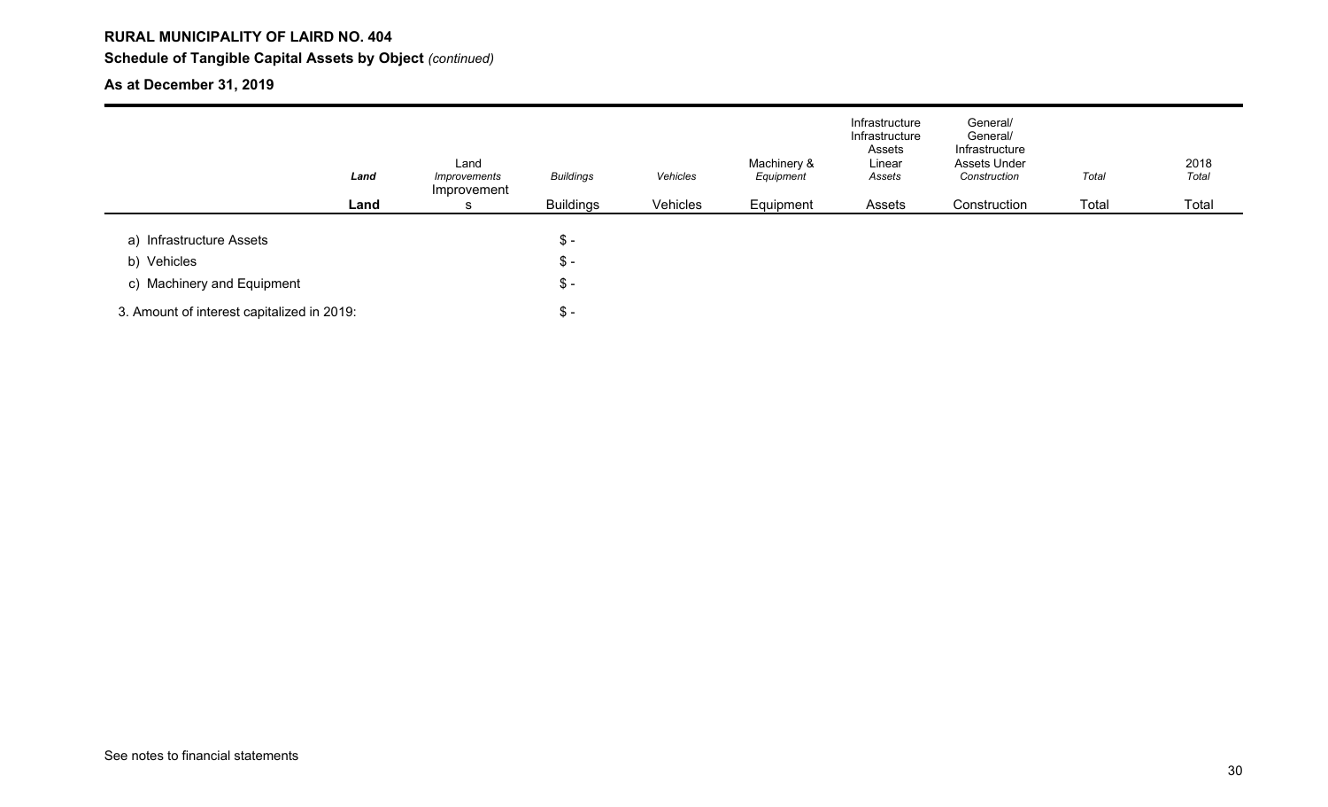**RURAL MUNICIPALITY OF LAIRD NO. 404**

**Schedule of Tangible Capital Assets by Object** *(continued)*

**As at December 31, 2019**

| | *Land* | Land *Improvements* | *Buildings* | *Vehicles* | Machinery & *Equipment* | Infrastructure Infrastructure Assets Linear *Assets* | General/ General/ Infrastructure Assets Under *Construction* | *Total* | 2018 *Total* |
|---|---|---|---|---|---|---|---|---|---|
| | **Land** | Improvements | Buildings | Vehicles | Equipment | Assets | Construction | Total | Total |
| a) Infrastructure Assets | | | $ - | | | | | | |
| b) Vehicles | | | $ - | | | | | | |
| c) Machinery and Equipment | | | $ - | | | | | | |
| 3. Amount of interest capitalized in 2019: | | | $ - | | | | | | |

See notes to financial statements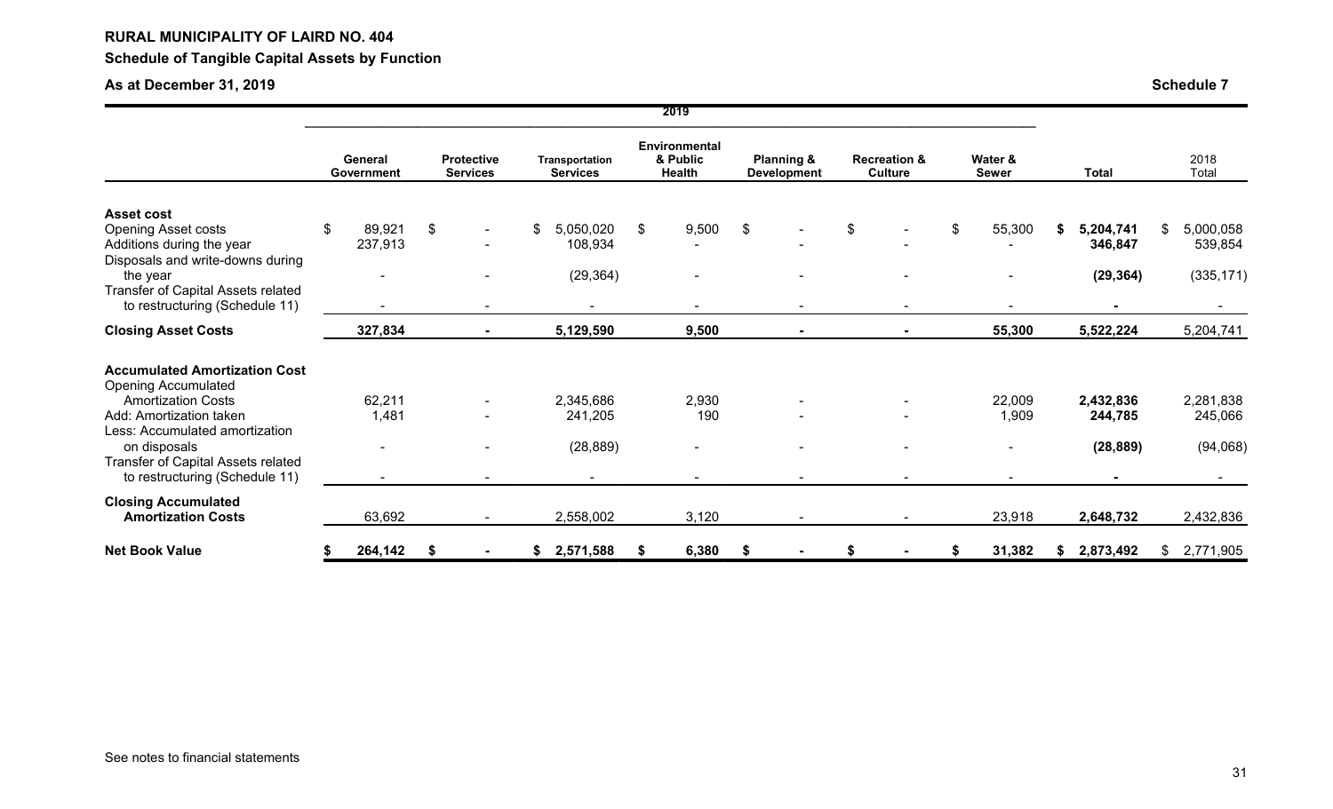**RURAL MUNICIPALITY OF LAIRD NO. 404**

**Schedule of Tangible Capital Assets by Function**

**As at December 31, 2019**

**Schedule 7**

| | 2019 | | | | | | | | |
|---|---|---|---|---|---|---|---|---|---|
| | **General Government** | **Protective Services** | **Transportation Services** | **Environmental & Public Health** | **Planning & Development** | **Recreation & Culture** | **Water & Sewer** | **Total** | 2018 Total |
| **Asset cost** | | | | | | | | | |
| Opening Asset costs | $ 89,921 | $ - | $ 5,050,020 | $ 9,500 | $ - | $ - | $ 55,300 | **$ 5,204,741** | $ 5,000,058 |
| Additions during the year | 237,913 | - | 108,934 | - | - | - | - | **346,847** | 539,854 |
| Disposals and write-downs during the year | - | - | (29,364) | - | - | - | - | **(29,364)** | (335,171) |
| Transfer of Capital Assets related to restructuring (Schedule 11) | - | - | - | - | - | - | - | **-** | - |
| **Closing Asset Costs** | **327,834** | **-** | **5,129,590** | **9,500** | **-** | **-** | **55,300** | **5,522,224** | 5,204,741 |
| **Accumulated Amortization Cost** | | | | | | | | | |
| Opening Accumulated Amortization Costs | 62,211 | - | 2,345,686 | 2,930 | - | - | 22,009 | **2,432,836** | 2,281,838 |
| Add: Amortization taken | 1,481 | - | 241,205 | 190 | - | - | 1,909 | **244,785** | 245,066 |
| Less: Accumulated amortization on disposals | - | - | (28,889) | - | - | - | - | **(28,889)** | (94,068) |
| Transfer of Capital Assets related to restructuring (Schedule 11) | - | - | - | - | - | - | - | **-** | - |
| **Closing Accumulated Amortization Costs** | 63,692 | - | 2,558,002 | 3,120 | - | - | 23,918 | **2,648,732** | 2,432,836 |
| **Net Book Value** | **$ 264,142** | **$ -** | **$ 2,571,588** | **$ 6,380** | **$ -** | **$ -** | **$ 31,382** | **$ 2,873,492** | $ 2,771,905 |

See notes to financial statements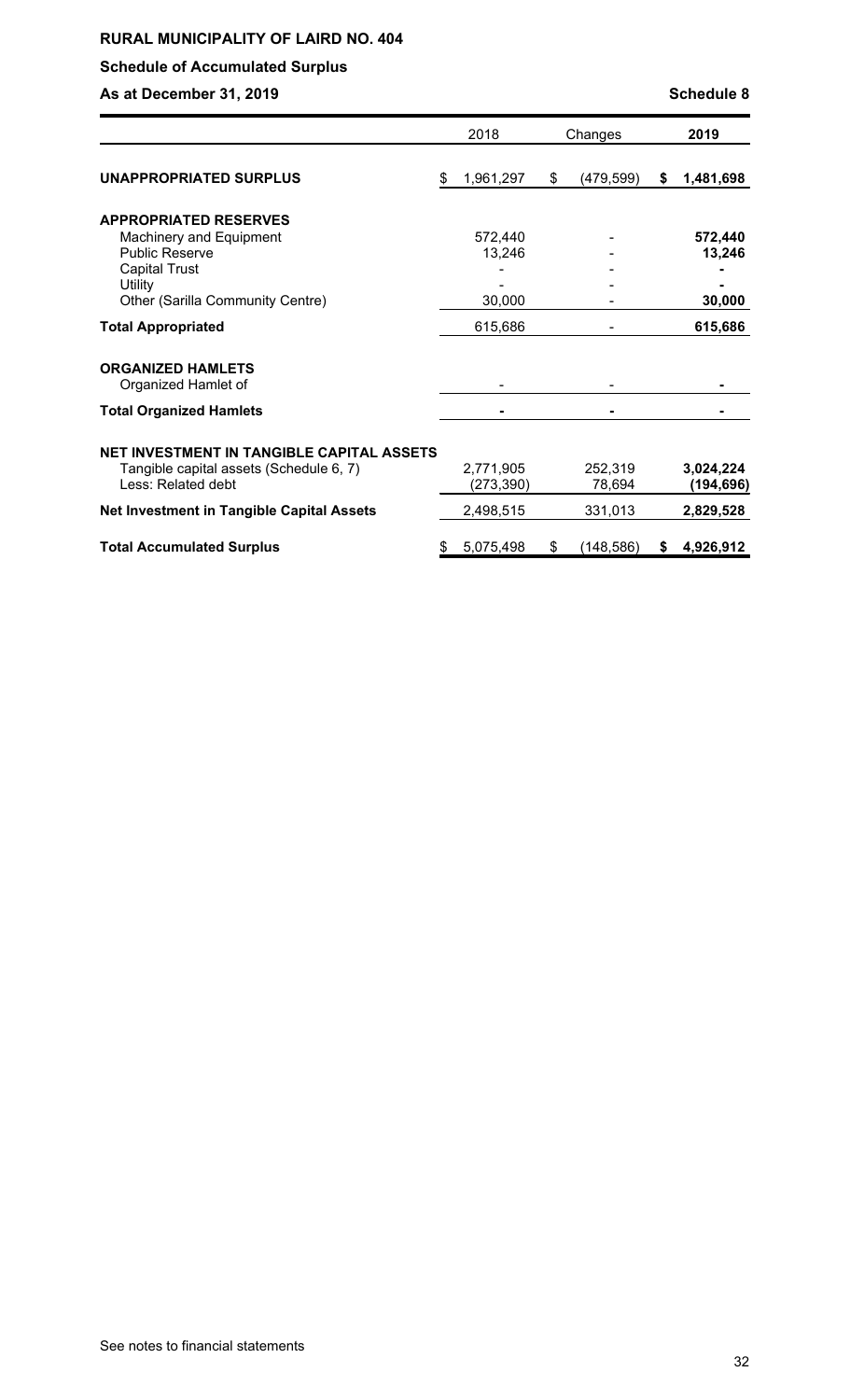**RURAL MUNICIPALITY OF LAIRD NO. 404**

**Schedule of Accumulated Surplus**

**As at December 31, 2019** **Schedule 8**

| | 2018 | Changes | 2019 |
|---|---|---|---|
| **UNAPPROPRIATED SURPLUS** | $ 1,961,297 | $ (479,599) | **$ 1,481,698** |
| **APPROPRIATED RESERVES** | | | |
| Machinery and Equipment | 572,440 | - | **572,440** |
| Public Reserve | 13,246 | - | **13,246** |
| Capital Trust | - | - | **-** |
| Utility | - | - | **-** |
| Other (Sarilla Community Centre) | 30,000 | - | **30,000** |
| **Total Appropriated** | 615,686 | - | **615,686** |
| **ORGANIZED HAMLETS** | | | |
| Organized Hamlet of | - | - | **-** |
| **Total Organized Hamlets** | - | - | **-** |
| **NET INVESTMENT IN TANGIBLE CAPITAL ASSETS** | | | |
| Tangible capital assets (Schedule 6, 7) | 2,771,905 | 252,319 | **3,024,224** |
| Less: Related debt | (273,390) | 78,694 | **(194,696)** |
| **Net Investment in Tangible Capital Assets** | 2,498,515 | 331,013 | **2,829,528** |
| **Total Accumulated Surplus** | $ 5,075,498 | $ (148,586) | **$ 4,926,912** |

See notes to financial statements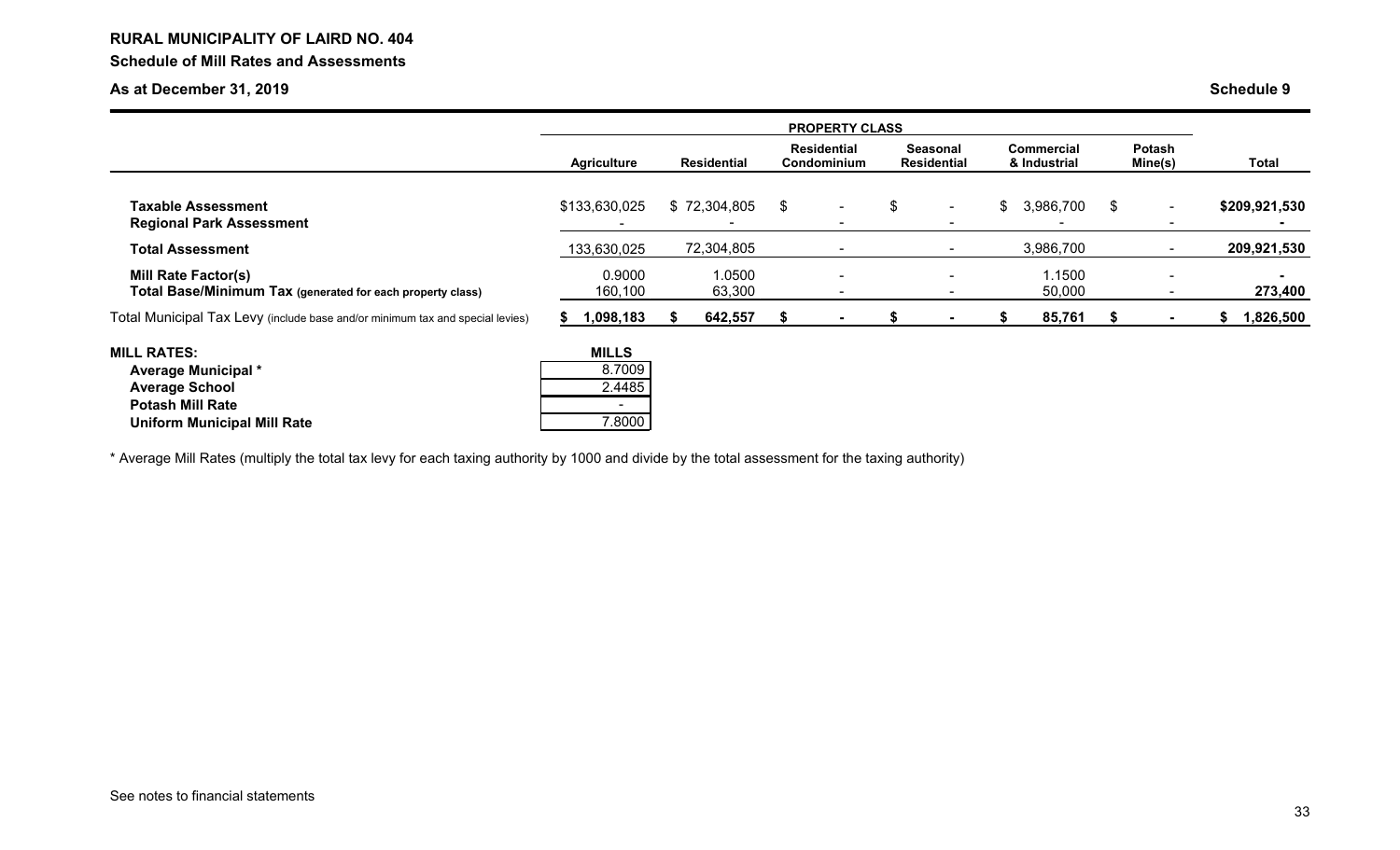**RURAL MUNICIPALITY OF LAIRD NO. 404**

**Schedule of Mill Rates and Assessments**

**As at December 31, 2019** **Schedule 9**

| | PROPERTY CLASS | | | | | | |
|---|---|---|---|---|---|---|---|
| | **Agriculture** | **Residential** | **Residential Condominium** | **Seasonal Residential** | **Commercial & Industrial** | **Potash Mine(s)** | **Total** |
| **Taxable Assessment** | $133,630,025 | $ 72,304,805 | $ - | $ - | $ 3,986,700 | $ - | **$209,921,530** |
| **Regional Park Assessment** | - | - | - | - | - | - | **-** |
| **Total Assessment** | 133,630,025 | 72,304,805 | - | - | 3,986,700 | - | **209,921,530** |
| **Mill Rate Factor(s)** | 0.9000 | 1.0500 | - | - | 1.1500 | - | **-** |
| **Total Base/Minimum Tax** (generated for each property class) | 160,100 | 63,300 | - | - | 50,000 | - | **273,400** |
| Total Municipal Tax Levy (include base and/or minimum tax and special levies) | **$ 1,098,183** | **$ 642,557** | **$ -** | **$ -** | **$ 85,761** | **$ -** | **$ 1,826,500** |

| **MILL RATES:** | **MILLS** |
|---|---|
| **Average Municipal \*** | 8.7009 |
| **Average School** | 2.4485 |
| **Potash Mill Rate** | - |
| **Uniform Municipal Mill Rate** | 7.8000 |

\* Average Mill Rates (multiply the total tax levy for each taxing authority by 1000 and divide by the total assessment for the taxing authority)

See notes to financial statements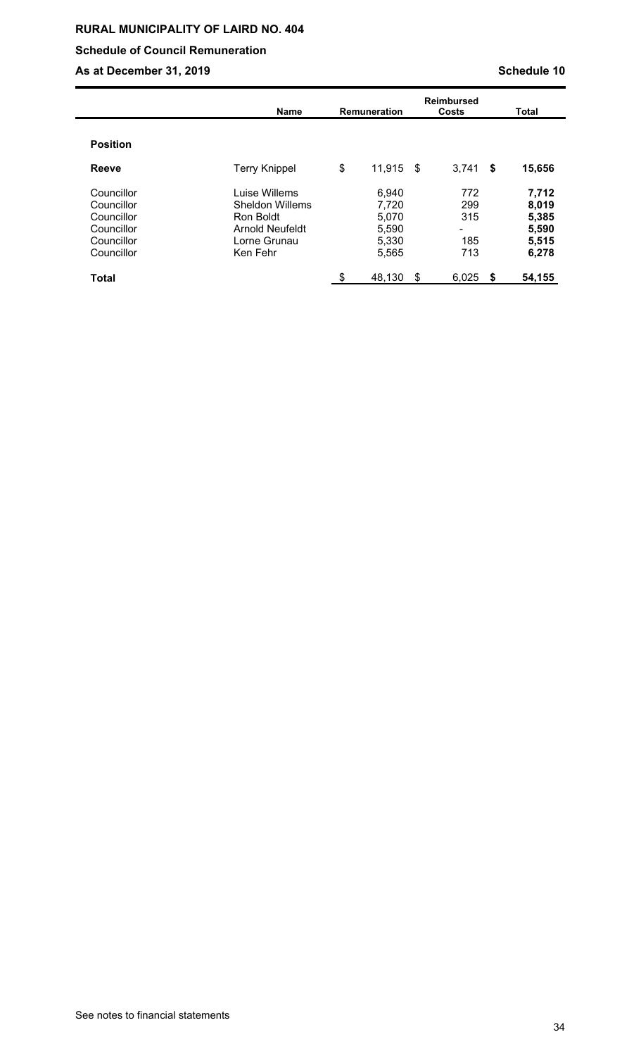**RURAL MUNICIPALITY OF LAIRD NO. 404**

**Schedule of Council Remuneration**

**As at December 31, 2019** **Schedule 10**

| | Name | Remuneration | Reimbursed Costs | Total |
|---|---|---|---|---|
| **Position** | | | | |
| **Reeve** | Terry Knippel | $ 11,915 | $ 3,741 | **$ 15,656** |
| Councillor | Luise Willems | 6,940 | 772 | **7,712** |
| Councillor | Sheldon Willems | 7,720 | 299 | **8,019** |
| Councillor | Ron Boldt | 5,070 | 315 | **5,385** |
| Councillor | Arnold Neufeldt | 5,590 | - | **5,590** |
| Councillor | Lorne Grunau | 5,330 | 185 | **5,515** |
| Councillor | Ken Fehr | 5,565 | 713 | **6,278** |
| **Total** | | $ 48,130 | $ 6,025 | **$ 54,155** |

See notes to financial statements